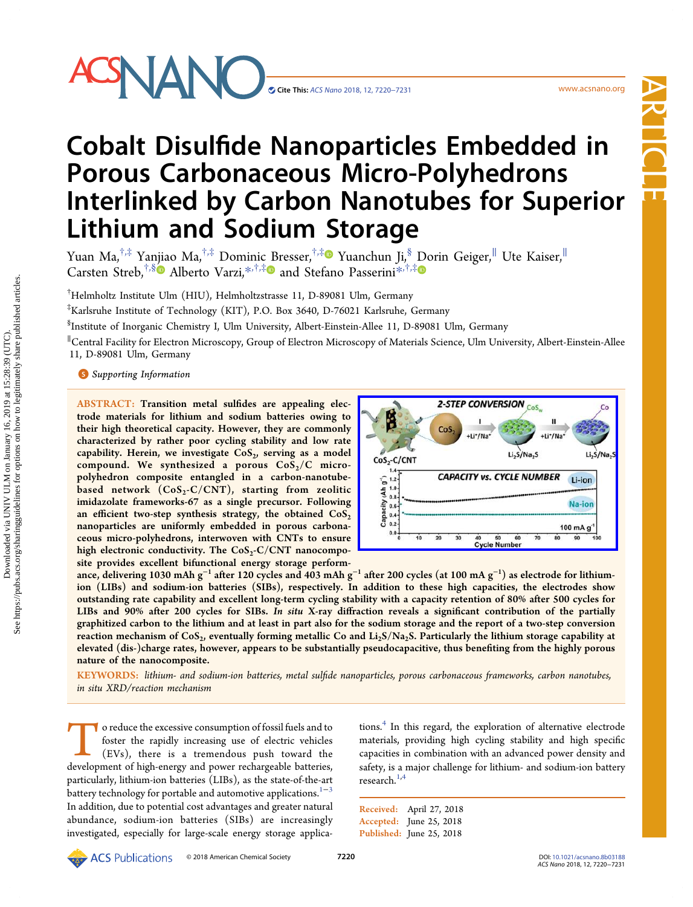# Cobalt Disulfide Nanoparticles Embedded in Porous Carbonaceous Micro-Polyhedrons Interlinked by Carbon Nanotubes for Superior Lithium and Sodium Storage

Yuan Ma,[†,‡] Yanjiao Ma,[†,‡] Dominic Bresser,[†,‡] Yuanchun Ji,[§] Dorin Geiger,[∥] Ute Kaiser,[∥] Carsten Streb,[†,§] Alberto Varzi,*[,†,‡] and Stefano Passerini*[,†,‡]

[†]Helmholtz Institute Ulm (HIU), Helmholtzstrasse 11, D-89081 Ulm, Germany

[‡]Karlsruhe Institute of Technology (KIT), P.O. Box 3640, D-76021 Karlsruhe, Germany

[§]Institute of Inorganic Chemistry I, Ulm University, Albert-Einstein-Allee 11, D-89081 Ulm, Germany

[∥]Central Facility for Electron Microscopy, Group of Electron Microscopy of Materials Science, Ulm University, Albert-Einstein-Allee 11, D-89081 Ulm, Germany

Supporting Information

**ABSTRACT:** Transition metal sulfides are appealing electrode materials for lithium and sodium batteries owing to their high theoretical capacity. However, they are commonly characterized by rather poor cycling stability and low rate capability. Herein, we investigate $CoS_2$, serving as a model compound. We synthesized a porous $CoS_2$/C micro-polyhedron composite entangled in a carbon-nanotube-based network ($CoS_2$-C/CNT), starting from zeolitic imidazolate frameworks-67 as a single precursor. Following an efficient two-step synthesis strategy, the obtained $CoS_2$ nanoparticles are uniformly embedded in porous carbonaceous micro-polyhedrons, interwoven with CNTs to ensure high electronic conductivity. The $CoS_2$-C/CNT nanocomposite provides excellent bifunctional energy storage performance, delivering 1030 mAh g$^{-1}$ after 120 cycles and 403 mAh g$^{-1}$ after 200 cycles (at 100 mA g$^{-1}$) as electrode for lithium-ion (LIBs) and sodium-ion batteries (SIBs), respectively. In addition to these high capacities, the electrodes show outstanding rate capability and excellent long-term cycling stability with a capacity retention of 80% after 500 cycles for LIBs and 90% after 200 cycles for SIBs. *In situ* X-ray diffraction reveals a significant contribution of the partially graphitized carbon to the lithium and at least in part also for the sodium storage and the report of a two-step conversion reaction mechanism of $CoS_2$, eventually forming metallic Co and $Li_2S$/$Na_2S$. Particularly the lithium storage capability at elevated (dis-)charge rates, however, appears to be substantially pseudocapacitive, thus benefiting from the highly porous nature of the nanocomposite.

**KEYWORDS:** *lithium- and sodium-ion batteries, metal sulfide nanoparticles, porous carbonaceous frameworks, carbon nanotubes, in situ XRD/reaction mechanism*

To reduce the excessive consumption of fossil fuels and to foster the rapidly increasing use of electric vehicles (EVs), there is a tremendous push toward the development of high-energy and power rechargeable batteries, particularly, lithium-ion batteries (LIBs), as the state-of-the-art battery technology for portable and automotive applications.[1−3] In addition, due to potential cost advantages and greater natural abundance, sodium-ion batteries (SIBs) are increasingly investigated, especially for large-scale energy storage applications.[4] In this regard, the exploration of alternative electrode materials, providing high cycling stability and high specific capacities in combination with an advanced power density and safety, is a major challenge for lithium- and sodium-ion battery research.[1,4]

Received: April 27, 2018
Accepted: June 25, 2018
Published: June 25, 2018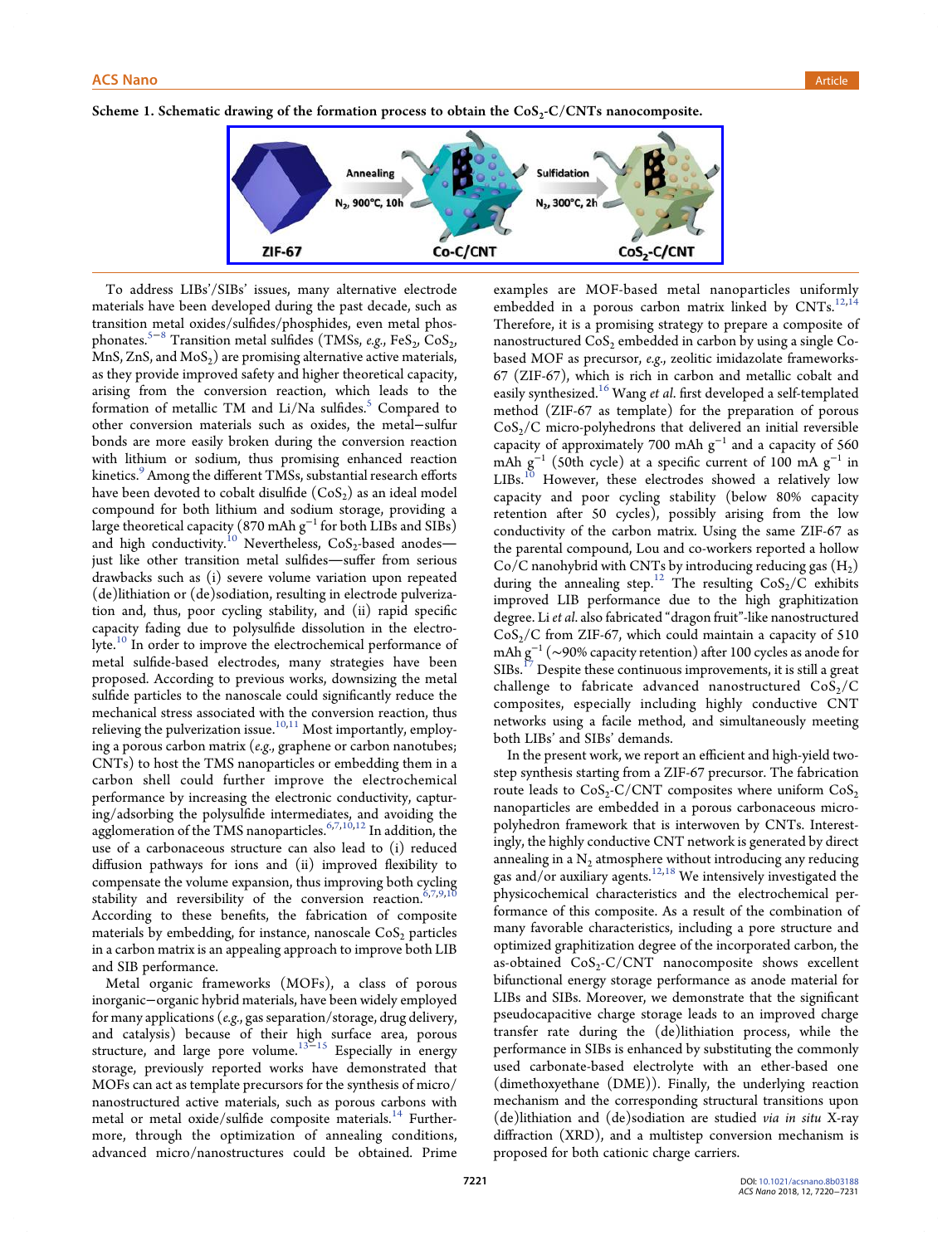Scheme 1. Schematic drawing of the formation process to obtain the $CoS_2$-C/CNTs nanocomposite.

To address LIBs'/SIBs' issues, many alternative electrode materials have been developed during the past decade, such as transition metal oxides/sulfides/phosphides, even metal phosphonates.[5−8] Transition metal sulfides (TMSs, *e.g.*, $FeS_2$, $CoS_2$, MnS, ZnS, and $MoS_2$) are promising alternative active materials, as they provide improved safety and higher theoretical capacity, arising from the conversion reaction, which leads to the formation of metallic TM and Li/Na sulfides.[5] Compared to other conversion materials such as oxides, the metal−sulfur bonds are more easily broken during the conversion reaction with lithium or sodium, thus promising enhanced reaction kinetics.[9] Among the different TMSs, substantial research efforts have been devoted to cobalt disulfide ($CoS_2$) as an ideal model compound for both lithium and sodium storage, providing a large theoretical capacity (870 mAh $g^{-1}$ for both LIBs and SIBs) and high conductivity.[10] Nevertheless, $CoS_2$-based anodes—just like other transition metal sulfides—suffer from serious drawbacks such as (i) severe volume variation upon repeated (de)lithiation or (de)sodiation, resulting in electrode pulverization and, thus, poor cycling stability, and (ii) rapid specific capacity fading due to polysulfide dissolution in the electrolyte.[10] In order to improve the electrochemical performance of metal sulfide-based electrodes, many strategies have been proposed. According to previous works, downsizing the metal sulfide particles to the nanoscale could significantly reduce the mechanical stress associated with the conversion reaction, thus relieving the pulverization issue.[10,11] Most importantly, employing a porous carbon matrix (*e.g.*, graphene or carbon nanotubes; CNTs) to host the TMS nanoparticles or embedding them in a carbon shell could further improve the electrochemical performance by increasing the electronic conductivity, capturing/adsorbing the polysulfide intermediates, and avoiding the agglomeration of the TMS nanoparticles.[6,7,10,12] In addition, the use of a carbonaceous structure can also lead to (i) reduced diffusion pathways for ions and (ii) improved flexibility to compensate the volume expansion, thus improving both cycling stability and reversibility of the conversion reaction.[6,7,9,10] According to these benefits, the fabrication of composite materials by embedding, for instance, nanoscale $CoS_2$ particles in a carbon matrix is an appealing approach to improve both LIB and SIB performance.

Metal organic frameworks (MOFs), a class of porous inorganic−organic hybrid materials, have been widely employed for many applications (*e.g.*, gas separation/storage, drug delivery, and catalysis) because of their high surface area, porous structure, and large pore volume.[13−15] Especially in energy storage, previously reported works have demonstrated that MOFs can act as template precursors for the synthesis of micro/nanostructured active materials, such as porous carbons with metal or metal oxide/sulfide composite materials.[14] Furthermore, through the optimization of annealing conditions, advanced micro/nanostructures could be obtained. Prime examples are MOF-based metal nanoparticles uniformly embedded in a porous carbon matrix linked by CNTs.[12,14] Therefore, it is a promising strategy to prepare a composite of nanostructured $CoS_2$ embedded in carbon by using a single Co-based MOF as precursor, *e.g.*, zeolitic imidazolate frameworks-67 (ZIF-67), which is rich in carbon and metallic cobalt and easily synthesized.[16] Wang *et al.* first developed a self-templated method (ZIF-67 as template) for the preparation of porous $CoS_2$/C micro-polyhedrons that delivered an initial reversible capacity of approximately 700 mAh $g^{-1}$ and a capacity of 560 mAh $g^{-1}$ (50th cycle) at a specific current of 100 mA $g^{-1}$ in LIBs.[10] However, these electrodes showed a relatively low capacity and poor cycling stability (below 80% capacity retention after 50 cycles), possibly arising from the low conductivity of the carbon matrix. Using the same ZIF-67 as the parental compound, Lou and co-workers reported a hollow Co/C nanohybrid with CNTs by introducing reducing gas ($H_2$) during the annealing step.[12] The resulting $CoS_2$/C exhibits improved LIB performance due to the high graphitization degree. Li *et al.* also fabricated "dragon fruit"-like nanostructured $CoS_2$/C from ZIF-67, which could maintain a capacity of 510 mAh $g^{-1}$ (~90% capacity retention) after 100 cycles as anode for SIBs.[17] Despite these continuous improvements, it is still a great challenge to fabricate advanced nanostructured $CoS_2$/C composites, especially including highly conductive CNT networks using a facile method, and simultaneously meeting both LIBs' and SIBs' demands.

In the present work, we report an efficient and high-yield two-step synthesis starting from a ZIF-67 precursor. The fabrication route leads to $CoS_2$-C/CNT composites where uniform $CoS_2$ nanoparticles are embedded in a porous carbonaceous micro-polyhedron framework that is interwoven by CNTs. Interestingly, the highly conductive CNT network is generated by direct annealing in a $N_2$ atmosphere without introducing any reducing gas and/or auxiliary agents.[12,18] We intensively investigated the physicochemical characteristics and the electrochemical performance of this composite. As a result of the combination of many favorable characteristics, including a pore structure and optimized graphitization degree of the incorporated carbon, the as-obtained $CoS_2$-C/CNT nanocomposite shows excellent bifunctional energy storage performance as anode material for LIBs and SIBs. Moreover, we demonstrate that the significant pseudocapacitive charge storage leads to an improved charge transfer rate during the (de)lithiation process, while the performance in SIBs is enhanced by substituting the commonly used carbonate-based electrolyte with an ether-based one (dimethoxyethane (DME)). Finally, the underlying reaction mechanism and the corresponding structural transitions upon (de)lithiation and (de)sodiation are studied *via in situ* X-ray diffraction (XRD), and a multistep conversion mechanism is proposed for both cationic charge carriers.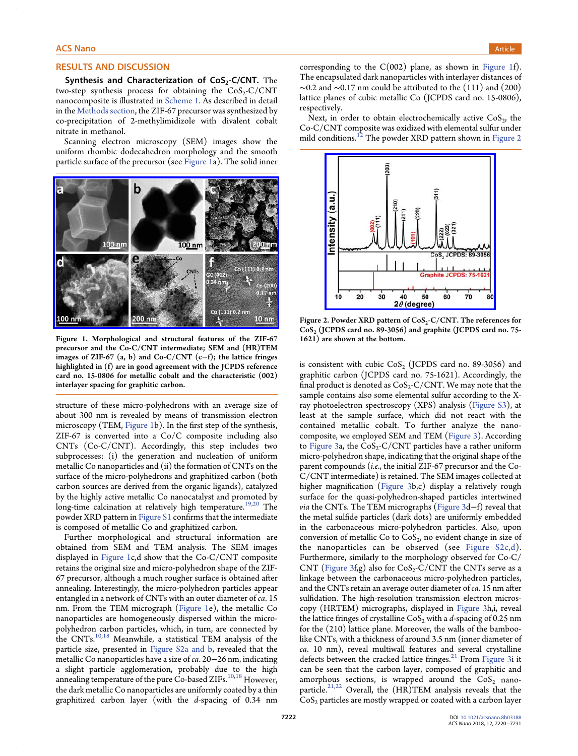## RESULTS AND DISCUSSION

**Synthesis and Characterization of $CoS_2$-C/CNT.** The two-step synthesis process for obtaining the $CoS_2$-C/CNT nanocomposite is illustrated in Scheme 1. As described in detail in the Methods section, the ZIF-67 precursor was synthesized by co-precipitation of 2-methylimidizole with divalent cobalt nitrate in methanol.

Scanning electron microscopy (SEM) images show the uniform rhombic dodecahedron morphology and the smooth particle surface of the precursor (see Figure 1a). The solid inner structure of these micro-polyhedrons with an average size of about 300 nm is revealed by means of transmission electron microscopy (TEM, Figure 1b). In the first step of the synthesis, ZIF-67 is converted into a Co/C composite including also CNTs (Co-C/CNT). Accordingly, this step includes two subprocesses: (i) the generation and nucleation of uniform metallic Co nanoparticles and (ii) the formation of CNTs on the surface of the micro-polyhedrons and graphitized carbon (both carbon sources are derived from the organic ligands), catalyzed by the highly active metallic Co nanocatalyst and promoted by long-time calcination at relatively high temperature.[19,20] The powder XRD pattern in Figure S1 confirms that the intermediate is composed of metallic Co and graphitized carbon.

Figure 1. Morphological and structural features of the ZIF-67 precursor and the Co-C/CNT intermediate; SEM and (HR)TEM images of ZIF-67 (a, b) and Co-C/CNT (c−f); the lattice fringes highlighted in (f) are in good agreement with the JCPDS reference card no. 15-0806 for metallic cobalt and the characteristic (002) interlayer spacing for graphitic carbon.

Further morphological and structural information are obtained from SEM and TEM analysis. The SEM images displayed in Figure 1c,d show that the Co-C/CNT composite retains the original size and micro-polyhedron shape of the ZIF-67 precursor, although a much rougher surface is obtained after annealing. Interestingly, the micro-polyhedron particles appear entangled in a network of CNTs with an outer diameter of *ca.* 15 nm. From the TEM micrograph (Figure 1e), the metallic Co nanoparticles are homogeneously dispersed within the micro-polyhedron carbon particles, which, in turn, are connected by the CNTs.[10,18] Meanwhile, a statistical TEM analysis of the particle size, presented in Figure S2a and b, revealed that the metallic Co nanoparticles have a size of *ca.* 20−26 nm, indicating a slight particle agglomeration, probably due to the high annealing temperature of the pure Co-based ZIFs.[10,18] However, the dark metallic Co nanoparticles are uniformly coated by a thin graphitized carbon layer (with the *d*-spacing of 0.34 nm corresponding to the C(002) plane, as shown in Figure 1f). The encapsulated dark nanoparticles with interlayer distances of ∼0.2 and ∼0.17 nm could be attributed to the (111) and (200) lattice planes of cubic metallic Co (JCPDS card no. 15-0806), respectively.

Next, in order to obtain electrochemically active $CoS_2$, the Co-C/CNT composite was oxidized with elemental sulfur under mild conditions.[12] The powder XRD pattern shown in Figure 2 is consistent with cubic $CoS_2$ (JCPDS card no. 89-3056) and graphitic carbon (JCPDS card no. 75-1621). Accordingly, the final product is denoted as $CoS_2$-C/CNT. We may note that the sample contains also some elemental sulfur according to the X-ray photoelectron spectroscopy (XPS) analysis (Figure S3), at least at the sample surface, which did not react with the contained metallic cobalt. To further analyze the nanocomposite, we employed SEM and TEM (Figure 3). According to Figure 3a, the $CoS_2$-C/CNT particles have a rather uniform micro-polyhedron shape, indicating that the original shape of the parent compounds (*i.e.*, the initial ZIF-67 precursor and the Co-C/CNT intermediate) is retained. The SEM images collected at higher magnification (Figure 3b,c) display a relatively rough surface for the quasi-polyhedron-shaped particles intertwined *via* the CNTs. The TEM micrographs (Figure 3d−f) reveal that the metal sulfide particles (dark dots) are uniformly embedded in the carbonaceous micro-polyhedron particles. Also, upon conversion of metallic Co to $CoS_2$, no evident change in size of the nanoparticles can be observed (see Figure S2c,d). Furthermore, similarly to the morphology observed for Co-C/CNT (Figure 3f,g) also for $CoS_2$-C/CNT the CNTs serve as a linkage between the carbonaceous micro-polyhedron particles, and the CNTs retain an average outer diameter of *ca.* 15 nm after sulfidation. The high-resolution transmission electron microscopy (HRTEM) micrographs, displayed in Figure 3h,i, reveal the lattice fringes of crystalline $CoS_2$ with a *d*-spacing of 0.25 nm for the (210) lattice plane. Moreover, the walls of the bamboo-like CNTs, with a thickness of around 3.5 nm (inner diameter of *ca.* 10 nm), reveal multiwall features and several crystalline defects between the cracked lattice fringes.[21] From Figure 3i it can be seen that the carbon layer, composed of graphitic and amorphous sections, is wrapped around the $CoS_2$ nanoparticle.[21,22] Overall, the (HR)TEM analysis reveals that the $CoS_2$ particles are mostly wrapped or coated with a carbon layer

Figure 2. Powder XRD pattern of $CoS_2$-C/CNT. The references for $CoS_2$ (JCPDS card no. 89-3056) and graphite (JCPDS card no. 75-1621) are shown at the bottom.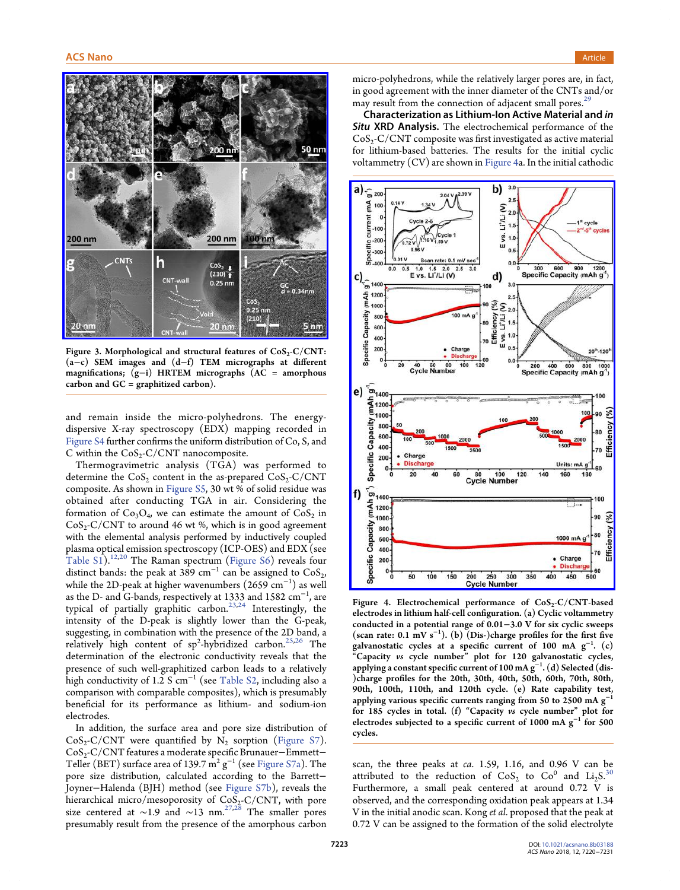Figure 3. Morphological and structural features of $CoS_2$-C/CNT: (a−c) SEM images and (d−f) TEM micrographs at different magnifications; (g−i) HRTEM micrographs (AC = amorphous carbon and GC = graphitized carbon).

and remain inside the micro-polyhedrons. The energy-dispersive X-ray spectroscopy (EDX) mapping recorded in Figure S4 further confirms the uniform distribution of Co, S, and C within the $CoS_2$-C/CNT nanocomposite.

Thermogravimetric analysis (TGA) was performed to determine the $CoS_2$ content in the as-prepared $CoS_2$-C/CNT composite. As shown in Figure S5, 30 wt % of solid residue was obtained after conducting TGA in air. Considering the formation of $Co_3O_4$, we can estimate the amount of $CoS_2$ in $CoS_2$-C/CNT to around 46 wt %, which is in good agreement with the elemental analysis performed by inductively coupled plasma optical emission spectroscopy (ICP-OES) and EDX (see Table S1).[12,20] The Raman spectrum (Figure S6) reveals four distinct bands: the peak at 389 $cm^{-1}$ can be assigned to $CoS_2$, while the 2D-peak at higher wavenumbers (2659 $cm^{-1}$) as well as the D- and G-bands, respectively at 1333 and 1582 $cm^{-1}$, are typical of partially graphitic carbon.[23,24] Interestingly, the intensity of the D-peak is slightly lower than the G-peak, suggesting, in combination with the presence of the 2D band, a relatively high content of $sp^2$-hybridized carbon.[25,26] The determination of the electronic conductivity reveals that the presence of such well-graphitized carbon leads to a relatively high conductivity of 1.2 S $cm^{-1}$ (see Table S2, including also a comparison with comparable composites), which is presumably beneficial for its performance as lithium- and sodium-ion electrodes.

In addition, the surface area and pore size distribution of $CoS_2$-C/CNT were quantified by $N_2$ sorption (Figure S7). $CoS_2$-C/CNT features a moderate specific Brunauer−Emmett−Teller (BET) surface area of 139.7 $m^2$ $g^{-1}$ (see Figure S7a). The pore size distribution, calculated according to the Barrett−Joyner−Halenda (BJH) method (see Figure S7b), reveals the hierarchical micro/mesoporosity of $CoS_2$-C/CNT, with pore size centered at ∼1.9 and ∼13 nm.[27,28] The smaller pores presumably result from the presence of the amorphous carbon micro-polyhedrons, while the relatively larger pores are, in fact, in good agreement with the inner diameter of the CNTs and/or may result from the connection of adjacent small pores.[29]

**Characterization as Lithium-Ion Active Material and *in Situ* XRD Analysis.** The electrochemical performance of the $CoS_2$-C/CNT composite was first investigated as active material for lithium-based batteries. The results for the initial cyclic voltammetry (CV) are shown in Figure 4a. In the initial cathodic scan, the three peaks at *ca.* 1.59, 1.16, and 0.96 V can be attributed to the reduction of $CoS_2$ to $Co^0$ and $Li_2S$.[30] Furthermore, a small peak centered at around 0.72 V is observed, and the corresponding oxidation peak appears at 1.34 V in the initial anodic scan. Kong *et al.* proposed that the peak at 0.72 V can be assigned to the formation of the solid electrolyte

Figure 4. Electrochemical performance of $CoS_2$-C/CNT-based electrodes in lithium half-cell configuration. (a) Cyclic voltammetry conducted in a potential range of 0.01−3.0 V for six cyclic sweeps (scan rate: 0.1 mV $s^{-1}$). (b) (Dis-)charge profiles for the first five galvanostatic cycles at a specific current of 100 mA $g^{-1}$. (c) "Capacity *vs* cycle number" plot for 120 galvanostatic cycles, applying a constant specific current of 100 mA $g^{-1}$. (d) Selected (dis-)charge profiles for the 20th, 30th, 40th, 50th, 60th, 70th, 80th, 90th, 100th, 110th, and 120th cycle. (e) Rate capability test, applying specific currents ranging from 50 to 2500 mA $g^{-1}$ for 185 cycles in total. (f) "Capacity *vs* cycle number" plot for electrodes subjected to a specific current of 1000 mA $g^{-1}$ for 500 cycles.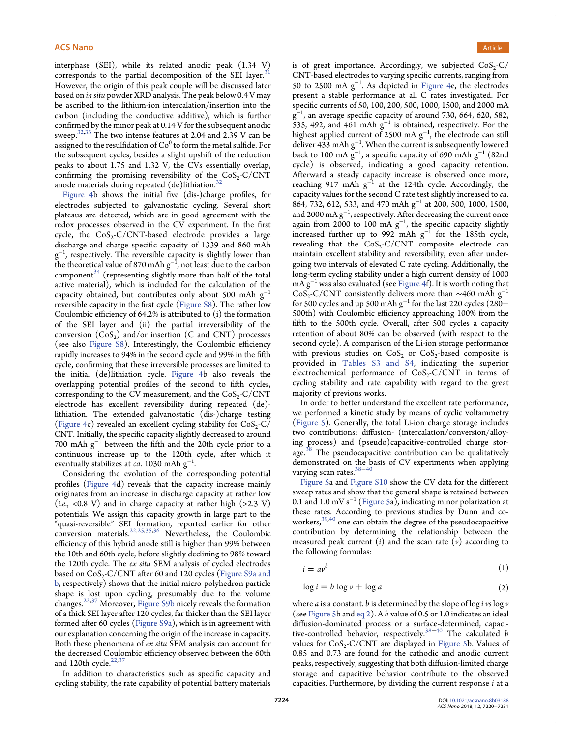interphase (SEI), while its related anodic peak (1.34 V) corresponds to the partial decomposition of the SEI layer.[31] However, the origin of this peak couple will be discussed later based on *in situ* powder XRD analysis. The peak below 0.4 V may be ascribed to the lithium-ion intercalation/insertion into the carbon (including the conductive additive), which is further confirmed by the minor peak at 0.14 V for the subsequent anodic sweep.[32,33] The two intense features at 2.04 and 2.39 V can be assigned to the resulfidation of $Co^0$ to form the metal sulfide. For the subsequent cycles, besides a slight upshift of the reduction peaks to about 1.75 and 1.32 V, the CVs essentially overlap, confirming the promising reversibility of the $CoS_2$-C/CNT anode materials during repeated (de)lithiation.[32]

Figure 4b shows the initial five (dis-)charge profiles, for electrodes subjected to galvanostatic cycling. Several short plateaus are detected, which are in good agreement with the redox processes observed in the CV experiment. In the first cycle, the $CoS_2$-C/CNT-based electrode provides a large discharge and charge specific capacity of 1339 and 860 mAh $g^{-1}$, respectively. The reversible capacity is slightly lower than the theoretical value of 870 mAh $g^{-1}$, not least due to the carbon component[34] (representing slightly more than half of the total active material), which is included for the calculation of the capacity obtained, but contributes only about 500 mAh $g^{-1}$ reversible capacity in the first cycle (Figure S8). The rather low Coulombic efficiency of 64.2% is attributed to (i) the formation of the SEI layer and (ii) the partial irreversibility of the conversion ($CoS_2$) and/or insertion (C and CNT) processes (see also Figure S8). Interestingly, the Coulombic efficiency rapidly increases to 94% in the second cycle and 99% in the fifth cycle, confirming that these irreversible processes are limited to the initial (de)lithiation cycle. Figure 4b also reveals the overlapping potential profiles of the second to fifth cycles, corresponding to the CV measurement, and the $CoS_2$-C/CNT electrode has excellent reversibility during repeated (de)-lithiation. The extended galvanostatic (dis-)charge testing (Figure 4c) revealed an excellent cycling stability for $CoS_2$-C/CNT. Initially, the specific capacity slightly decreased to around 700 mAh $g^{-1}$ between the fifth and the 20th cycle prior to a continuous increase up to the 120th cycle, after which it eventually stabilizes at *ca.* 1030 mAh $g^{-1}$.

Considering the evolution of the corresponding potential profiles (Figure 4d) reveals that the capacity increase mainly originates from an increase in discharge capacity at rather low (*i.e.*, <0.8 V) and in charge capacity at rather high (>2.3 V) potentials. We assign this capacity growth in large part to the "quasi-reversible" SEI formation, reported earlier for other conversion materials.[22,25,35,36] Nevertheless, the Coulombic efficiency of this hybrid anode still is higher than 99% between the 10th and 60th cycle, before slightly declining to 98% toward the 120th cycle. The *ex situ* SEM analysis of cycled electrodes based on $CoS_2$-C/CNT after 60 and 120 cycles (Figure S9a and b, respectively) shows that the initial micro-polyhedron particle shape is lost upon cycling, presumably due to the volume changes.[22,37] Moreover, Figure S9b nicely reveals the formation of a thick SEI layer after 120 cycles, far thicker than the SEI layer formed after 60 cycles (Figure S9a), which is in agreement with our explanation concerning the origin of the increase in capacity. Both these phenomena of *ex situ* SEM analysis can account for the decreased Coulombic efficiency observed between the 60th and 120th cycle.[22,37]

In addition to characteristics such as specific capacity and cycling stability, the rate capability of potential battery materials is of great importance. Accordingly, we subjected $CoS_2$-C/CNT-based electrodes to varying specific currents, ranging from 50 to 2500 mA $g^{-1}$. As depicted in Figure 4e, the electrodes present a stable performance at all C rates investigated. For specific currents of 50, 100, 200, 500, 1000, 1500, and 2000 mA $g^{-1}$, an average specific capacity of around 730, 664, 620, 582, 535, 492, and 461 mAh $g^{-1}$ is obtained, respectively. For the highest applied current of 2500 mA $g^{-1}$, the electrode can still deliver 433 mAh $g^{-1}$. When the current is subsequently lowered back to 100 mA $g^{-1}$, a specific capacity of 690 mAh $g^{-1}$ (82nd cycle) is observed, indicating a good capacity retention. Afterward a steady capacity increase is observed once more, reaching 917 mAh $g^{-1}$ at the 124th cycle. Accordingly, the capacity values for the second C rate test slightly increased to *ca.* 864, 732, 612, 533, and 470 mAh $g^{-1}$ at 200, 500, 1000, 1500, and 2000 mA $g^{-1}$, respectively. After decreasing the current once again from 2000 to 100 mA $g^{-1}$, the specific capacity slightly increased further up to 992 mAh $g^{-1}$ for the 185th cycle, revealing that the $CoS_2$-C/CNT composite electrode can maintain excellent stability and reversibility, even after undergoing two intervals of elevated C rate cycling. Additionally, the long-term cycling stability under a high current density of 1000 mA $g^{-1}$ was also evaluated (see Figure 4f). It is worth noting that $CoS_2$-C/CNT consistently delivers more than ~460 mAh $g^{-1}$ for 500 cycles and up 500 mAh $g^{-1}$ for the last 220 cycles (280–500th) with Coulombic efficiency approaching 100% from the fifth to the 500th cycle. Overall, after 500 cycles a capacity retention of about 80% can be observed (with respect to the second cycle). A comparison of the Li-ion storage performance with previous studies on $CoS_2$ or $CoS_2$-based composite is provided in Tables S3 and S4, indicating the superior electrochemical performance of $CoS_2$-C/CNT in terms of cycling stability and rate capability with regard to the great majority of previous works.

In order to better understand the excellent rate performance, we performed a kinetic study by means of cyclic voltammetry (Figure 5). Generally, the total Li-ion charge storage includes two contributions: diffusion- (intercalation/conversion/alloying process) and (pseudo)capacitive-controlled charge storage.[38] The pseudocapacitive contribution can be qualitatively demonstrated on the basis of CV experiments when applying varying scan rates.[38−40]

Figure 5a and Figure S10 show the CV data for the different sweep rates and show that the general shape is retained between 0.1 and 1.0 mV $s^{-1}$ (Figure 5a), indicating minor polarization at these rates. According to previous studies by Dunn and coworkers,[39,40] one can obtain the degree of the pseudocapacitive contribution by determining the relationship between the measured peak current ($i$) and the scan rate ($v$) according to the following formulas:

$$i = av^b \tag{1}$$

$$\log i = b \log v + \log a \tag{2}$$

where $a$ is a constant. $b$ is determined by the slope of $\log i$ *vs* $\log v$ (see Figure 5b and eq 2). A $b$ value of 0.5 or 1.0 indicates an ideal diffusion-dominated process or a surface-determined, capacitive-controlled behavior, respectively.[38−40] The calculated $b$ values for $CoS_2$-C/CNT are displayed in Figure 5b. Values of 0.85 and 0.73 are found for the cathodic and anodic current peaks, respectively, suggesting that both diffusion-limited charge storage and capacitive behavior contribute to the observed capacities. Furthermore, by dividing the current response $i$ at a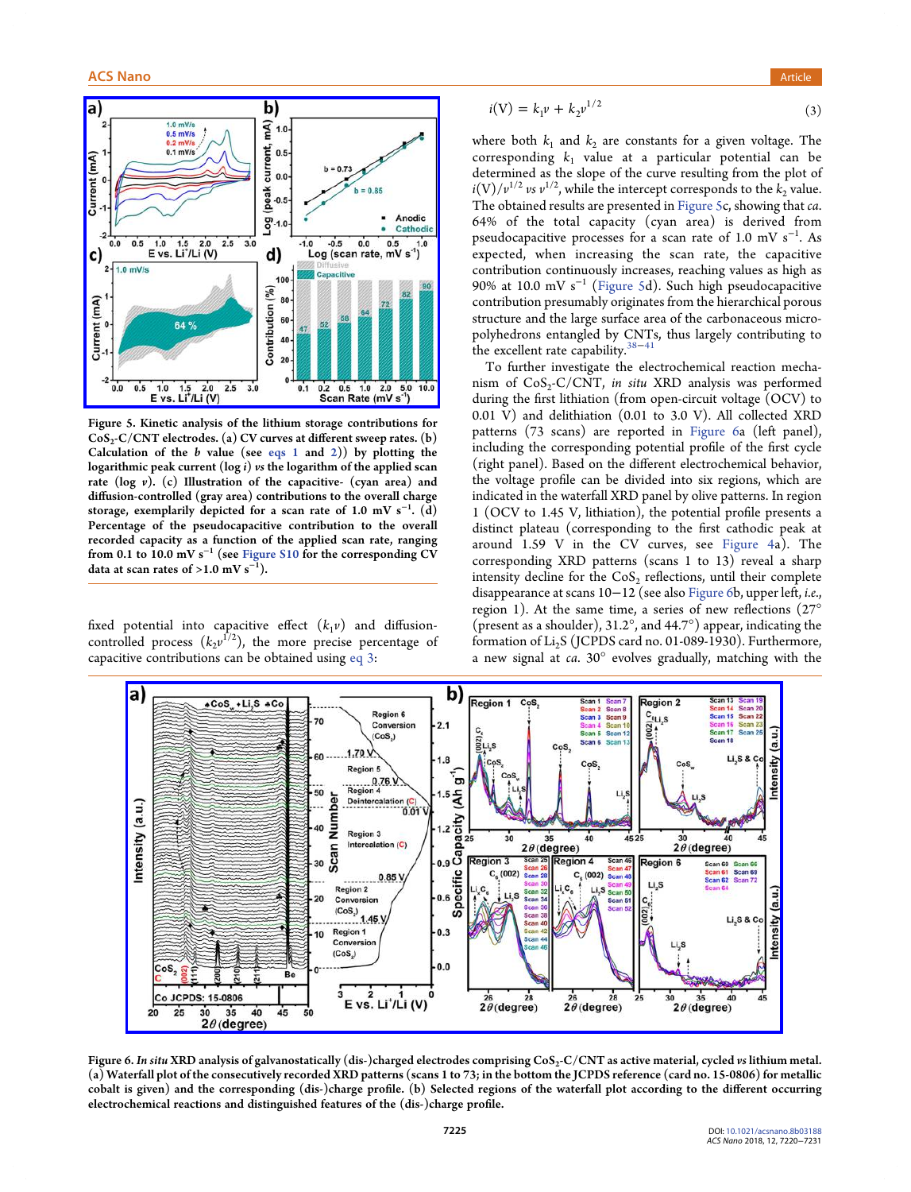Figure 5. Kinetic analysis of the lithium storage contributions for $CoS_2$-C/CNT electrodes. (a) CV curves at different sweep rates. (b) Calculation of the $b$ value (see eqs 1 and 2) by plotting the logarithmic peak current ($\log i$) *vs* the logarithm of the applied scan rate ($\log v$). (c) Illustration of the capacitive- (cyan area) and diffusion-controlled (gray area) contributions to the overall charge storage, exemplarily depicted for a scan rate of 1.0 mV $s^{-1}$. (d) Percentage of the pseudocapacitive contribution to the overall recorded capacity as a function of the applied scan rate, ranging from 0.1 to 10.0 mV $s^{-1}$ (see Figure S10 for the corresponding CV data at scan rates of >1.0 mV $s^{-1}$).

fixed potential into capacitive effect ($k_1v$) and diffusion-controlled process ($k_2v^{1/2}$), the more precise percentage of capacitive contributions can be obtained using eq 3:

$$i(\mathrm{V}) = k_1v + k_2v^{1/2} \tag{3}$$

where both $k_1$ and $k_2$ are constants for a given voltage. The corresponding $k_1$ value at a particular potential can be determined as the slope of the curve resulting from the plot of $i(\mathrm{V})/v^{1/2}$ *vs* $v^{1/2}$, while the intercept corresponds to the $k_2$ value. The obtained results are presented in Figure 5c, showing that *ca.* 64% of the total capacity (cyan area) is derived from pseudocapacitive processes for a scan rate of 1.0 mV $s^{-1}$. As expected, when increasing the scan rate, the capacitive contribution continuously increases, reaching values as high as 90% at 10.0 mV $s^{-1}$ (Figure 5d). Such high pseudocapacitive contribution presumably originates from the hierarchical porous structure and the large surface area of the carbonaceous micro-polyhedrons entangled by CNTs, thus largely contributing to the excellent rate capability.[38−41]

To further investigate the electrochemical reaction mechanism of $CoS_2$-C/CNT, *in situ* XRD analysis was performed during the first lithiation (from open-circuit voltage (OCV) to 0.01 V) and delithiation (0.01 to 3.0 V). All collected XRD patterns (73 scans) are reported in Figure 6a (left panel), including the corresponding potential profile of the first cycle (right panel). Based on the different electrochemical behavior, the voltage profile can be divided into six regions, which are indicated in the waterfall XRD panel by olive patterns. In region 1 (OCV to 1.45 V, lithiation), the potential profile presents a distinct plateau (corresponding to the first cathodic peak at around 1.59 V in the CV curves, see Figure 4a). The corresponding XRD patterns (scans 1 to 13) reveal a sharp intensity decline for the $CoS_2$ reflections, until their complete disappearance at scans 10−12 (see also Figure 6b, upper left, *i.e.*, region 1). At the same time, a series of new reflections (27° (present as a shoulder), 31.2°, and 44.7°) appear, indicating the formation of $Li_2S$ (JCPDS card no. 01-089-1930). Furthermore, a new signal at *ca.* 30° evolves gradually, matching with the

Figure 6. *In situ* XRD analysis of galvanostatically (dis-)charged electrodes comprising $CoS_2$-C/CNT as active material, cycled *vs* lithium metal. (a) Waterfall plot of the consecutively recorded XRD patterns (scans 1 to 73; in the bottom the JCPDS reference (card no. 15-0806) for metallic cobalt is given) and the corresponding (dis-)charge profile. (b) Selected regions of the waterfall plot according to the different electrochemical reactions and distinguished features of the (dis-)charge profile.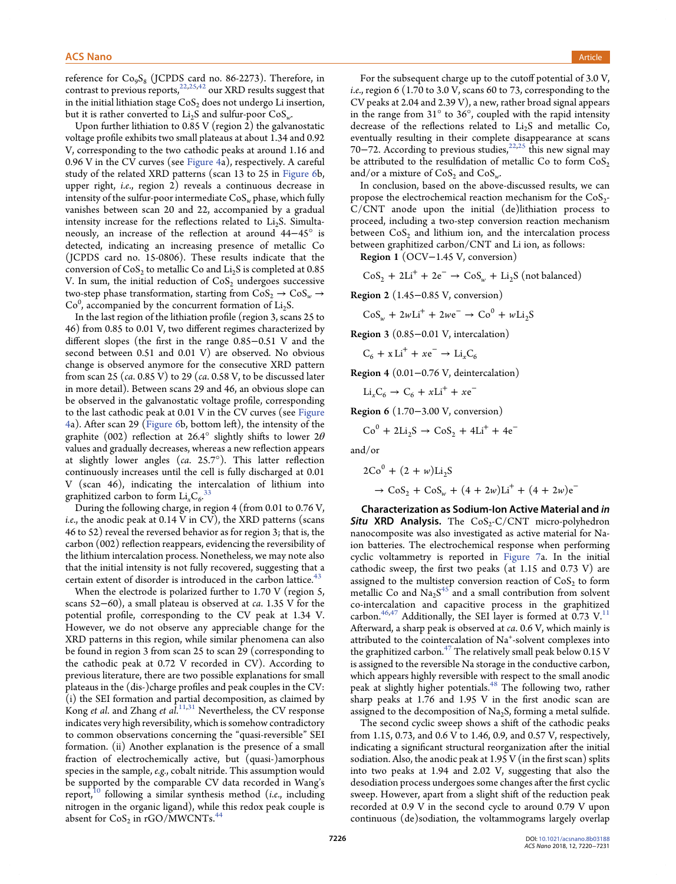reference for $Co_9S_8$ (JCPDS card no. 86-2273). Therefore, in contrast to previous reports,[22,25,42] our XRD results suggest that in the initial lithiation stage $CoS_2$ does not undergo Li insertion, but it is rather converted to $Li_2S$ and sulfur-poor $CoS_w$.

Upon further lithiation to 0.85 V (region 2) the galvanostatic voltage profile exhibits two small plateaus at about 1.34 and 0.92 V, corresponding to the two cathodic peaks at around 1.16 and 0.96 V in the CV curves (see Figure 4a), respectively. A careful study of the related XRD patterns (scan 13 to 25 in Figure 6b, upper right, *i.e.*, region 2) reveals a continuous decrease in intensity of the sulfur-poor intermediate $CoS_w$ phase, which fully vanishes between scan 20 and 22, accompanied by a gradual intensity increase for the reflections related to $Li_2S$. Simultaneously, an increase of the reflection at around 44−45° is detected, indicating an increasing presence of metallic Co (JCPDS card no. 15-0806). These results indicate that the conversion of $CoS_2$ to metallic Co and $Li_2S$ is completed at 0.85 V. In sum, the initial reduction of $CoS_2$ undergoes successive two-step phase transformation, starting from $CoS_2 \rightarrow CoS_w \rightarrow Co^0$, accompanied by the concurrent formation of $Li_2S$.

In the last region of the lithiation profile (region 3, scans 25 to 46) from 0.85 to 0.01 V, two different regimes characterized by different slopes (the first in the range 0.85−0.51 V and the second between 0.51 and 0.01 V) are observed. No obvious change is observed anymore for the consecutive XRD pattern from scan 25 (*ca.* 0.85 V) to 29 (*ca.* 0.58 V, to be discussed later in more detail). Between scans 29 and 46, an obvious slope can be observed in the galvanostatic voltage profile, corresponding to the last cathodic peak at 0.01 V in the CV curves (see Figure 4a). After scan 29 (Figure 6b, bottom left), the intensity of the graphite (002) reflection at 26.4° slightly shifts to lower $2\theta$ values and gradually decreases, whereas a new reflection appears at slightly lower angles (*ca.* 25.7°). This latter reflection continuously increases until the cell is fully discharged at 0.01 V (scan 46), indicating the intercalation of lithium into graphitized carbon to form $Li_xC_6$.[33]

During the following charge, in region 4 (from 0.01 to 0.76 V, *i.e.*, the anodic peak at 0.14 V in CV), the XRD patterns (scans 46 to 52) reveal the reversed behavior as for region 3; that is, the carbon (002) reflection reappears, evidencing the reversibility of the lithium intercalation process. Nonetheless, we may note also that the initial intensity is not fully recovered, suggesting that a certain extent of disorder is introduced in the carbon lattice.[43]

When the electrode is polarized further to 1.70 V (region 5, scans 52−60), a small plateau is observed at *ca.* 1.35 V for the potential profile, corresponding to the CV peak at 1.34 V. However, we do not observe any appreciable change for the XRD patterns in this region, while similar phenomena can also be found in region 3 from scan 25 to scan 29 (corresponding to the cathodic peak at 0.72 V recorded in CV). According to previous literature, there are two possible explanations for small plateaus in the (dis-)charge profiles and peak couples in the CV: (i) the SEI formation and partial decomposition, as claimed by Kong *et al.* and Zhang *et al.*[11,31] Nevertheless, the CV response indicates very high reversibility, which is somehow contradictory to common observations concerning the "quasi-reversible" SEI formation. (ii) Another explanation is the presence of a small fraction of electrochemically active, but (quasi-)amorphous species in the sample, *e.g.*, cobalt nitride. This assumption would be supported by the comparable CV data recorded in Wang's report,[10] following a similar synthesis method (*i.e.*, including nitrogen in the organic ligand), while this redox peak couple is absent for $CoS_2$ in rGO/MWCNTs.[44]

For the subsequent charge up to the cutoff potential of 3.0 V, *i.e.*, region 6 (1.70 to 3.0 V, scans 60 to 73, corresponding to the CV peaks at 2.04 and 2.39 V), a new, rather broad signal appears in the range from 31° to 36°, coupled with the rapid intensity decrease of the reflections related to $Li_2S$ and metallic Co, eventually resulting in their complete disappearance at scans 70−72. According to previous studies,[22,25] this new signal may be attributed to the resulfidation of metallic Co to form $CoS_2$ and/or a mixture of $CoS_2$ and $CoS_w$.

In conclusion, based on the above-discussed results, we can propose the electrochemical reaction mechanism for the $CoS_2$-C/CNT anode upon the initial (de)lithiation process to proceed, including a two-step conversion reaction mechanism between $CoS_2$ and lithium ion, and the intercalation process between graphitized carbon/CNT and Li ion, as follows:

**Region 1** (OCV−1.45 V, conversion)

$$CoS_2 + 2Li^+ + 2e^- \rightarrow CoS_w + Li_2S \text{ (not balanced)}$$

**Region 2** (1.45−0.85 V, conversion)

$$CoS_w + 2wLi^+ + 2we^- \rightarrow Co^0 + wLi_2S$$

**Region 3** (0.85−0.01 V, intercalation)

$$C_6 + x\,Li^+ + xe^- \rightarrow Li_xC_6$$

**Region 4** (0.01−0.76 V, deintercalation)

$$Li_xC_6 \rightarrow C_6 + xLi^+ + xe^-$$

**Region 6** (1.70−3.00 V, conversion)

$$Co^0 + 2Li_2S \rightarrow CoS_2 + 4Li^+ + 4e^-$$

and/or

$$2Co^0 + (2 + w)Li_2S \rightarrow CoS_2 + CoS_w + (4 + 2w)Li^+ + (4 + 2w)e^-$$

**Characterization as Sodium-Ion Active Material and *in Situ* XRD Analysis.** The $CoS_2$-C/CNT micro-polyhedron nanocomposite was also investigated as active material for Na-ion batteries. The electrochemical response when performing cyclic voltammetry is reported in Figure 7a. In the initial cathodic sweep, the first two peaks (at 1.15 and 0.73 V) are assigned to the multistep conversion reaction of $CoS_2$ to form metallic Co and $Na_2S$[45] and a small contribution from solvent co-intercalation and capacitive process in the graphitized carbon.[46,47] Additionally, the SEI layer is formed at 0.73 V.[11] Afterward, a sharp peak is observed at *ca.* 0.6 V, which mainly is attributed to the cointercalation of $Na^+$-solvent complexes into the graphitized carbon.[47] The relatively small peak below 0.15 V is assigned to the reversible Na storage in the conductive carbon, which appears highly reversible with respect to the small anodic peak at slightly higher potentials.[48] The following two, rather sharp peaks at 1.76 and 1.95 V in the first anodic scan are assigned to the decomposition of $Na_2S$, forming a metal sulfide.

The second cyclic sweep shows a shift of the cathodic peaks from 1.15, 0.73, and 0.6 V to 1.46, 0.9, and 0.57 V, respectively, indicating a significant structural reorganization after the initial sodiation. Also, the anodic peak at 1.95 V (in the first scan) splits into two peaks at 1.94 and 2.02 V, suggesting that also the desodiation process undergoes some changes after the first cyclic sweep. However, apart from a slight shift of the reduction peak recorded at 0.9 V in the second cycle to around 0.79 V upon continuous (de)sodiation, the voltammograms largely overlap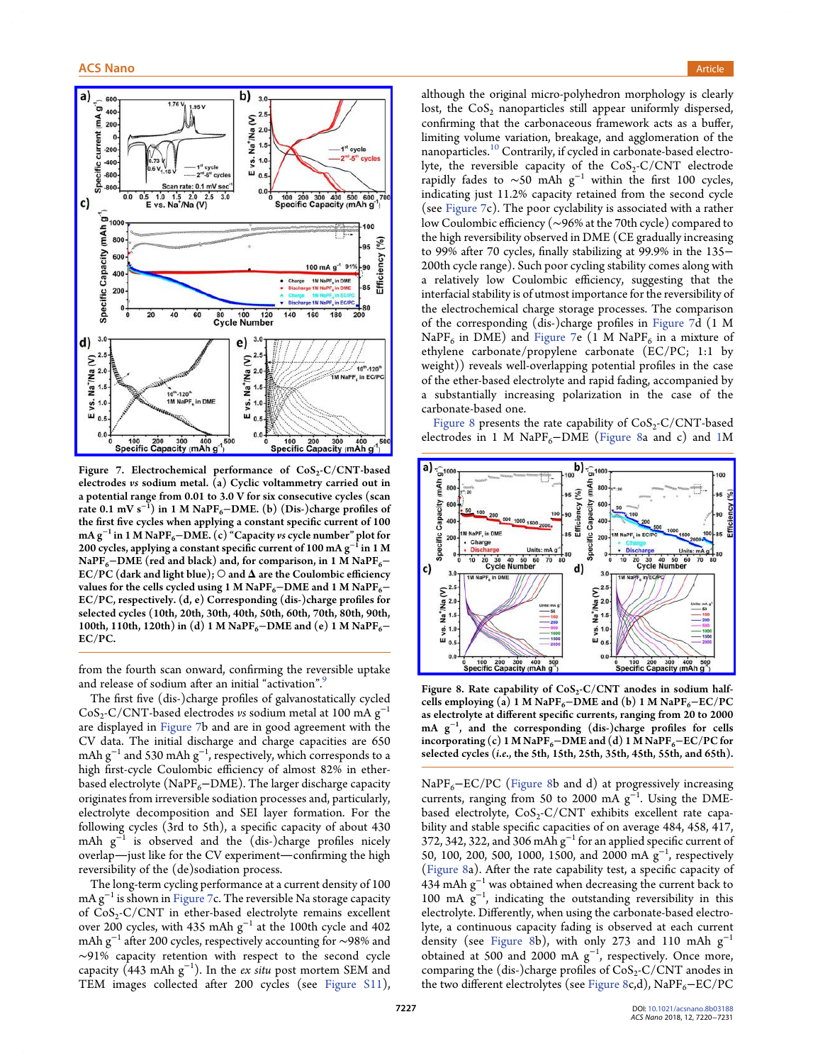**Figure 7. Electrochemical performance of $CoS_2$-C/CNT-based electrodes *vs* sodium metal. (a) Cyclic voltammetry carried out in a potential range from 0.01 to 3.0 V for six consecutive cycles (scan rate 0.1 mV $s^{-1}$) in 1 M $NaPF_6$−DME. (b) (Dis-)charge profiles of the first five cycles when applying a constant specific current of 100 mA $g^{-1}$ in 1 M $NaPF_6$−DME. (c) "Capacity *vs* cycle number" plot for 200 cycles, applying a constant specific current of 100 mA $g^{-1}$ in 1 M $NaPF_6$−DME (red and black) and, for comparison, in 1 M $NaPF_6$−EC/PC (dark and light blue); ○ and Δ are the Coulombic efficiency values for the cells cycled using 1 M $NaPF_6$−DME and 1 M $NaPF_6$−EC/PC, respectively. (d, e) Corresponding (dis-)charge profiles for selected cycles (10th, 20th, 30th, 40th, 50th, 60th, 70th, 80th, 90th, 100th, 110th, 120th) in (d) 1 M $NaPF_6$−DME and (e) 1 M $NaPF_6$−EC/PC.**

from the fourth scan onward, confirming the reversible uptake and release of sodium after an initial "activation".[9]

The first five (dis-)charge profiles of galvanostatically cycled $CoS_2$-C/CNT-based electrodes *vs* sodium metal at 100 mA $g^{-1}$ are displayed in Figure 7b and are in good agreement with the CV data. The initial discharge and charge capacities are 650 mAh $g^{-1}$ and 530 mAh $g^{-1}$, respectively, which corresponds to a high first-cycle Coulombic efficiency of almost 82% in ether-based electrolyte ($NaPF_6$−DME). The larger discharge capacity originates from irreversible sodiation processes and, particularly, electrolyte decomposition and SEI layer formation. For the following cycles (3rd to 5th), a specific capacity of about 430 mAh $g^{-1}$ is observed and the (dis-)charge profiles nicely overlap—just like for the CV experiment—confirming the high reversibility of the (de)sodiation process.

The long-term cycling performance at a current density of 100 mA $g^{-1}$ is shown in Figure 7c. The reversible Na storage capacity of $CoS_2$-C/CNT in ether-based electrolyte remains excellent over 200 cycles, with 435 mAh $g^{-1}$ at the 100th cycle and 402 mAh $g^{-1}$ after 200 cycles, respectively accounting for ~98% and ~91% capacity retention with respect to the second cycle capacity (443 mAh $g^{-1}$). In the *ex situ* post mortem SEM and TEM images collected after 200 cycles (see Figure S11), although the original micro-polyhedron morphology is clearly lost, the $CoS_2$ nanoparticles still appear uniformly dispersed, confirming that the carbonaceous framework acts as a buffer, limiting volume variation, breakage, and agglomeration of the nanoparticles.[10] Contrarily, if cycled in carbonate-based electrolyte, the reversible capacity of the $CoS_2$-C/CNT electrode rapidly fades to ~50 mAh $g^{-1}$ within the first 100 cycles, indicating just 11.2% capacity retained from the second cycle (see Figure 7c). The poor cyclability is associated with a rather low Coulombic efficiency (~96% at the 70th cycle) compared to the high reversibility observed in DME (CE gradually increasing to 99% after 70 cycles, finally stabilizing at 99.9% in the 135–200th cycle range). Such poor cycling stability comes along with a relatively low Coulombic efficiency, suggesting that the interfacial stability is of utmost importance for the reversibility of the electrochemical charge storage processes. The comparison of the corresponding (dis-)charge profiles in Figure 7d (1 M $NaPF_6$ in DME) and Figure 7e (1 M $NaPF_6$ in a mixture of ethylene carbonate/propylene carbonate (EC/PC; 1:1 by weight)) reveals well-overlapping potential profiles in the case of the ether-based electrolyte and rapid fading, accompanied by a substantially increasing polarization in the case of the carbonate-based one.

Figure 8 presents the rate capability of $CoS_2$-C/CNT-based electrodes in 1 M $NaPF_6$−DME (Figure 8a and c) and 1M $NaPF_6$−EC/PC (Figure 8b and d) at progressively increasing currents, ranging from 50 to 2000 mA $g^{-1}$. Using the DME-based electrolyte, $CoS_2$-C/CNT exhibits excellent rate capability and stable specific capacities of on average 484, 458, 417, 372, 342, 322, and 306 mAh $g^{-1}$ for an applied specific current of 50, 100, 200, 500, 1000, 1500, and 2000 mA $g^{-1}$, respectively (Figure 8a). After the rate capability test, a specific capacity of 434 mAh $g^{-1}$ was obtained when decreasing the current back to 100 mA $g^{-1}$, indicating the outstanding reversibility in this electrolyte. Differently, when using the carbonate-based electrolyte, a continuous capacity fading is observed at each current density (see Figure 8b), with only 273 and 110 mAh $g^{-1}$ obtained at 500 and 2000 mA $g^{-1}$, respectively. Once more, comparing the (dis-)charge profiles of $CoS_2$/CNT anodes in the two different electrolytes (see Figure 8c,d), $NaPF_6$−EC/PC

**Figure 8. Rate capability of $CoS_2$-C/CNT anodes in sodium half-cells employing (a) 1 M $NaPF_6$−DME and (b) 1 M $NaPF_6$−EC/PC as electrolyte at different specific currents, ranging from 20 to 2000 mA $g^{-1}$, and the corresponding (dis-)charge profiles for cells incorporating (c) 1 M $NaPF_6$−DME and (d) 1 M $NaPF_6$−EC/PC for selected cycles (*i.e.*, the 5th, 15th, 25th, 35th, 45th, 55th, and 65th).**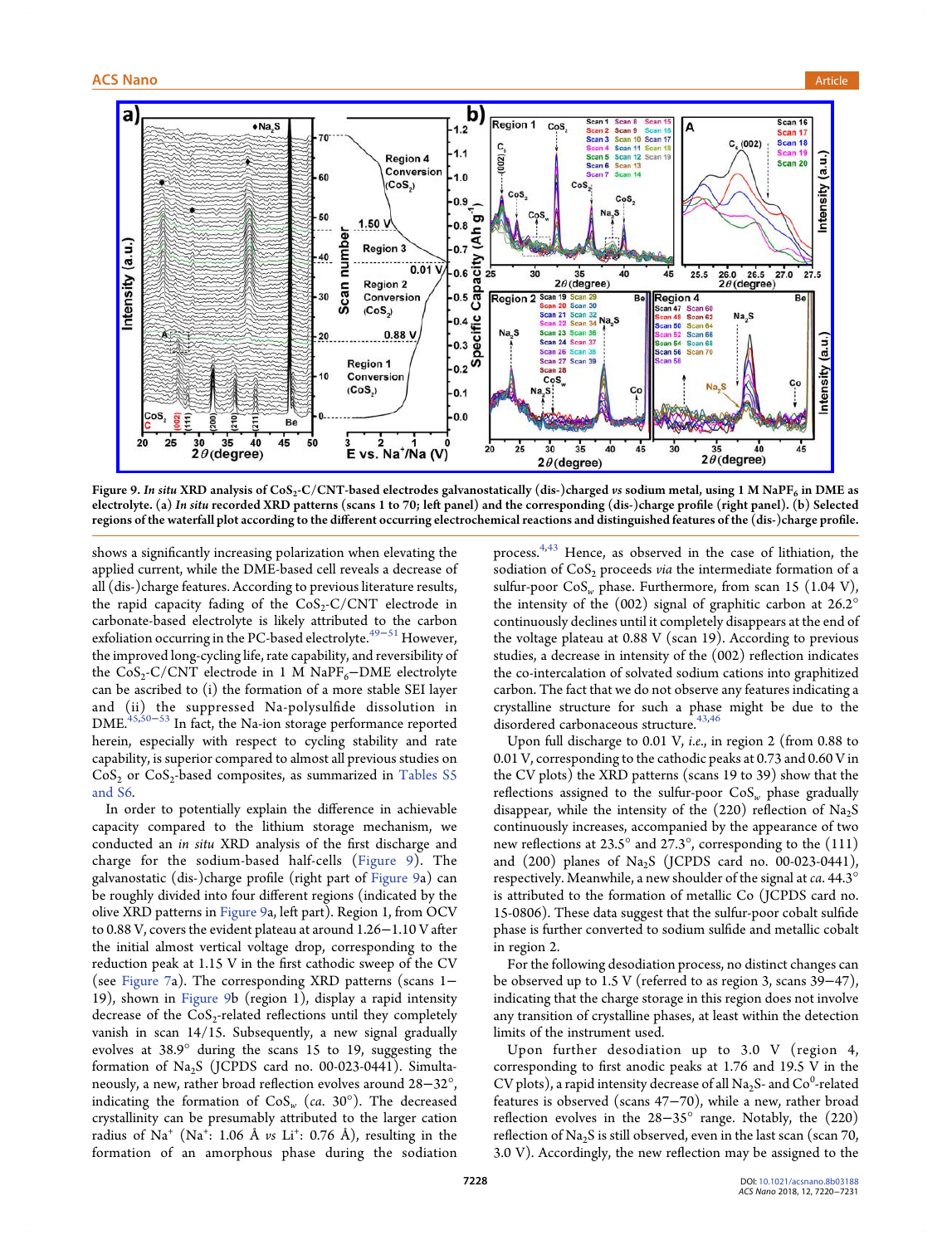**Figure 9. *In situ* XRD analysis of $CoS_2$-C/CNT-based electrodes galvanostatically (dis-)charged *vs* sodium metal, using 1 M $NaPF_6$ in DME as electrolyte. (a) *In situ* recorded XRD patterns (scans 1 to 70; left panel) and the corresponding (dis-)charge profile (right panel). (b) Selected regions of the waterfall plot according to the different occurring electrochemical reactions and distinguished features of the (dis-)charge profile.**

shows a significantly increasing polarization when elevating the applied current, while the DME-based cell reveals a decrease of all (dis-)charge features. According to previous literature results, the rapid capacity fading of the $CoS_2$-C/CNT electrode in carbonate-based electrolyte is likely attributed to the carbon exfoliation occurring in the PC-based electrolyte.[49−51] However, the improved long-cycling life, rate capability, and reversibility of the $CoS_2$-C/CNT electrode in 1 M $NaPF_6$−DME electrolyte can be ascribed to (i) the formation of a more stable SEI layer and (ii) the suppressed Na-polysulfide dissolution in DME.[45,50−53] In fact, the Na-ion storage performance reported herein, especially with respect to cycling stability and rate capability, is superior compared to almost all previous studies on $CoS_2$ or $CoS_2$-based composites, as summarized in Tables S5 and S6.

In order to potentially explain the difference in achievable capacity compared to the lithium storage mechanism, we conducted an *in situ* XRD analysis of the first discharge and charge for the sodium-based half-cells (Figure 9). The galvanostatic (dis-)charge profile (right part of Figure 9a) can be roughly divided into four different regions (indicated by the olive XRD patterns in Figure 9a, left part). Region 1, from OCV to 0.88 V, covers the evident plateau at around 1.26−1.10 V after the initial almost vertical voltage drop, corresponding to the reduction peak at 1.15 V in the first cathodic sweep of the CV (see Figure 7a). The corresponding XRD patterns (scans 1−19), shown in Figure 9b (region 1), display a rapid intensity decrease of the $CoS_2$-related reflections until they completely vanish in scan 14/15. Subsequently, a new signal gradually evolves at 38.9° during the scans 15 to 19, suggesting the formation of $Na_2S$ (JCPDS card no. 00-023-0441). Simultaneously, a new, rather broad reflection evolves around 28−32°, indicating the formation of $CoS_w$ (*ca.* 30°). The decreased crystallinity can be presumably attributed to the larger cation radius of $Na^+$ ($Na^+$: 1.06 Å *vs* $Li^+$: 0.76 Å), resulting in the formation of an amorphous phase during the sodiation process.[4,43] Hence, as observed in the case of lithiation, the sodiation of $CoS_2$ proceeds *via* the intermediate formation of a sulfur-poor $CoS_w$ phase. Furthermore, from scan 15 (1.04 V), the intensity of the (002) signal of graphitic carbon at 26.2° continuously declines until it completely disappears at the end of the voltage plateau at 0.88 V (scan 19). According to previous studies, a decrease in intensity of the (002) reflection indicates the co-intercalation of solvated sodium cations into graphitized carbon. The fact that we do not observe any features indicating a crystalline structure for such a phase might be due to the disordered carbonaceous structure.[43,46]

Upon full discharge to 0.01 V, *i.e.*, in region 2 (from 0.88 to 0.01 V, corresponding to the cathodic peaks at 0.73 and 0.60 V in the CV plots) the XRD patterns (scans 19 to 39) show that the reflections assigned to the sulfur-poor $CoS_w$ phase gradually disappear, while the intensity of the (220) reflection of $Na_2S$ continuously increases, accompanied by the appearance of two new reflections at 23.5° and 27.3°, corresponding to the (111) and (200) planes of $Na_2S$ (JCPDS card no. 00-023-0441), respectively. Meanwhile, a new shoulder of the signal at *ca.* 44.3° is attributed to the formation of metallic Co (JCPDS card no. 15-0806). These data suggest that the sulfur-poor cobalt sulfide phase is further converted to sodium sulfide and metallic cobalt in region 2.

For the following desodiation process, no distinct changes can be observed up to 1.5 V (referred to as region 3, scans 39−47), indicating that the charge storage in this region does not involve any transition of crystalline phases, at least within the detection limits of the instrument used.

Upon further desodiation up to 3.0 V (region 4, corresponding to first anodic peaks at 1.76 and 19.5 V in the CV plots), a rapid intensity decrease of all $Na_2S$- and $Co^0$-related features is observed (scans 47−70), while a new, rather broad reflection evolves in the 28−35° range. Notably, the (220) reflection of $Na_2S$ is still observed, even in the last scan (scan 70, 3.0 V). Accordingly, the new reflection may be assigned to the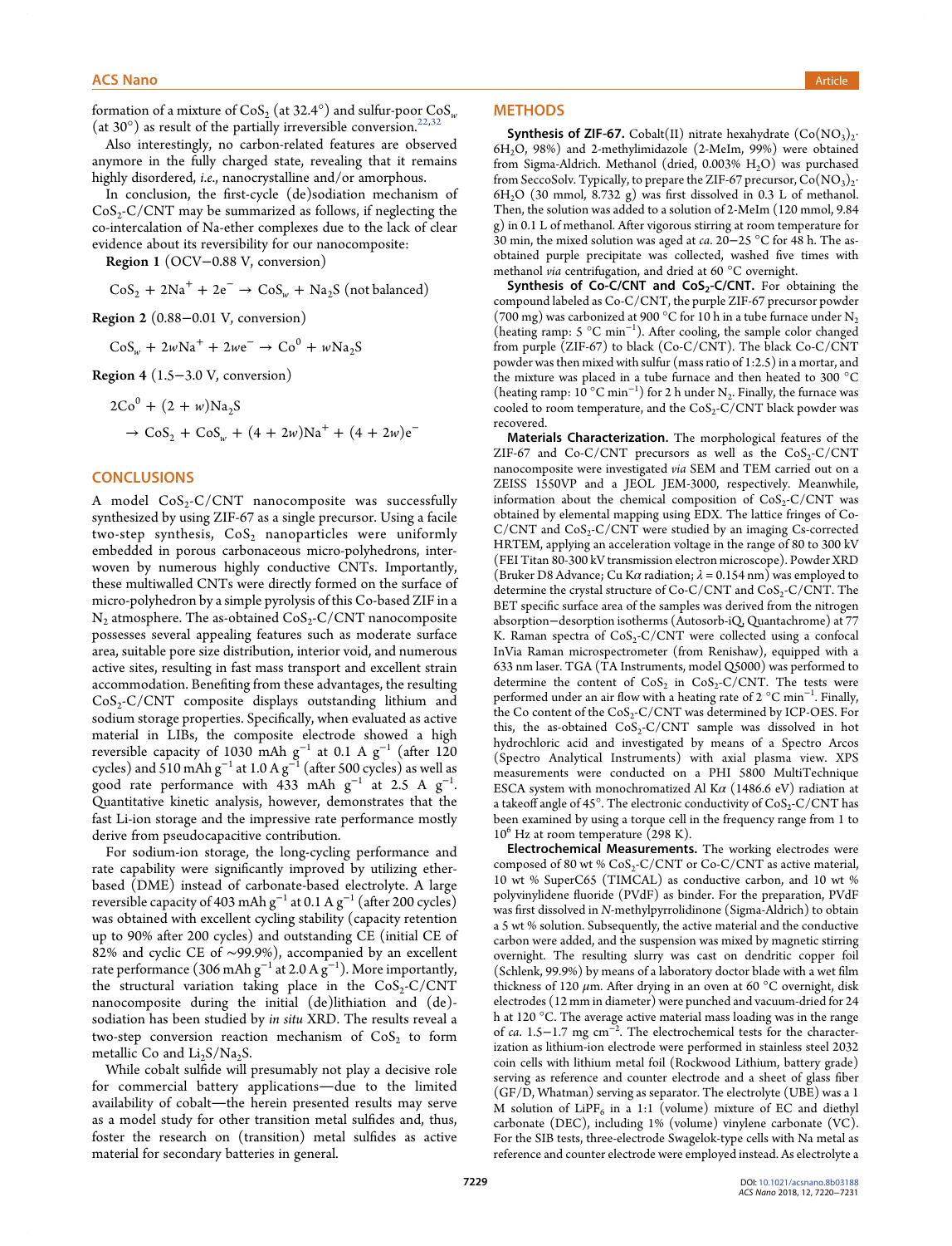formation of a mixture of $CoS_2$ (at 32.4°) and sulfur-poor $CoS_w$ (at 30°) as result of the partially irreversible conversion.[22,32]

Also interestingly, no carbon-related features are observed anymore in the fully charged state, revealing that it remains highly disordered, *i.e.*, nanocrystalline and/or amorphous.

In conclusion, the first-cycle (de)sodiation mechanism of $CoS_2$-C/CNT may be summarized as follows, if neglecting the co-intercalation of Na-ether complexes due to the lack of clear evidence about its reversibility for our nanocomposite:

**Region 1** (OCV−0.88 V, conversion)

$$CoS_2 + 2Na^+ + 2e^- \rightarrow CoS_w + Na_2S \text{ (not balanced)}$$

**Region 2** (0.88−0.01 V, conversion)

$$CoS_w + 2wNa^+ + 2we^- \rightarrow Co^0 + wNa_2S$$

**Region 4** (1.5−3.0 V, conversion)

$$2Co^0 + (2 + w)Na_2S \rightarrow CoS_2 + CoS_w + (4 + 2w)Na^+ + (4 + 2w)e^-$$

## CONCLUSIONS

A model $CoS_2$-C/CNT nanocomposite was successfully synthesized by using ZIF-67 as a single precursor. Using a facile two-step synthesis, $CoS_2$ nanoparticles were uniformly embedded in porous carbonaceous micro-polyhedrons, interwoven by numerous highly conductive CNTs. Importantly, these multiwalled CNTs were directly formed on the surface of micro-polyhedron by a simple pyrolysis of this Co-based ZIF in a $N_2$ atmosphere. The as-obtained $CoS_2$-C/CNT nanocomposite possesses several appealing features such as moderate surface area, suitable pore size distribution, interior void, and numerous active sites, resulting in fast mass transport and excellent strain accommodation. Benefiting from these advantages, the resulting $CoS_2$-C/CNT composite displays outstanding lithium and sodium storage properties. Specifically, when evaluated as active material in LIBs, the composite electrode showed a high reversible capacity of 1030 mAh $g^{-1}$ at 0.1 A $g^{-1}$ (after 120 cycles) and 510 mAh $g^{-1}$ at 1.0 A $g^{-1}$ (after 500 cycles) as well as good rate performance with 433 mAh $g^{-1}$ at 2.5 A $g^{-1}$. Quantitative kinetic analysis, however, demonstrates that the fast Li-ion storage and the impressive rate performance mostly derive from pseudocapacitive contribution.

For sodium-ion storage, the long-cycling performance and rate capability were significantly improved by utilizing ether-based (DME) instead of carbonate-based electrolyte. A large reversible capacity of 403 mAh $g^{-1}$ at 0.1 A $g^{-1}$ (after 200 cycles) was obtained with excellent cycling stability (capacity retention up to 90% after 200 cycles) and outstanding CE (initial CE of 82% and cyclic CE of ~99.9%), accompanied by an excellent rate performance (306 mAh $g^{-1}$ at 2.0 A $g^{-1}$). More importantly, the structural variation taking place in the $CoS_2$-C/CNT nanocomposite during the initial (de)lithiation and (de)-sodiation has been studied by *in situ* XRD. The results reveal a two-step conversion reaction mechanism of $CoS_2$ to form metallic Co and $Li_2S/Na_2S$.

While cobalt sulfide will presumably not play a decisive role for commercial battery applications—due to the limited availability of cobalt—the herein presented results may serve as a model study for other transition metal sulfides and, thus, foster the research on (transition) metal sulfides as active material for secondary batteries in general.

## METHODS

**Synthesis of ZIF-67.** Cobalt(II) nitrate hexahydrate ($Co(NO_3)_2 \cdot 6H_2O$, 98%) and 2-methylimidazole (2-MeIm, 99%) were obtained from Sigma-Aldrich. Methanol (dried, 0.003% $H_2O$) was purchased from SeccoSolv. Typically, to prepare the ZIF-67 precursor, $Co(NO_3)_2 \cdot 6H_2O$ (30 mmol, 8.732 g) was first dissolved in 0.3 L of methanol. Then, the solution was added to a solution of 2-MeIm (120 mmol, 9.84 g) in 0.1 L of methanol. After vigorous stirring at room temperature for 30 min, the mixed solution was aged at *ca.* 20−25 °C for 48 h. The as-obtained purple precipitate was collected, washed five times with methanol *via* centrifugation, and dried at 60 °C overnight.

**Synthesis of Co-C/CNT and $CoS_2$-C/CNT.** For obtaining the compound labeled as Co-C/CNT, the purple ZIF-67 precursor powder (700 mg) was carbonized at 900 °C for 10 h in a tube furnace under $N_2$ (heating ramp: 5 °C $min^{-1}$). After cooling, the sample color changed from purple (ZIF-67) to black (Co-C/CNT). The black Co-C/CNT powder was then mixed with sulfur (mass ratio of 1:2.5) in a mortar, and the mixture was placed in a tube furnace and then heated to 300 °C (heating ramp: 10 °C $min^{-1}$) for 2 h under $N_2$. Finally, the furnace was cooled to room temperature, and the $CoS_2$-C/CNT black powder was recovered.

**Materials Characterization.** The morphological features of the ZIF-67 and Co-C/CNT precursors as well as the $CoS_2$-C/CNT nanocomposite were investigated *via* SEM and TEM carried out on a ZEISS 1550VP and a JEOL JEM-3000, respectively. Meanwhile, information about the chemical composition of $CoS_2$-C/CNT was obtained by elemental mapping using EDX. The lattice fringes of Co-C/CNT and $CoS_2$-C/CNT were studied by an imaging Cs-corrected HRTEM, applying an acceleration voltage in the range of 80 to 300 kV (FEI Titan 80-300 kV transmission electron microscope). Powder XRD (Bruker D8 Advance; Cu K$\alpha$ radiation; $\lambda$ = 0.154 nm) was employed to determine the crystal structure of Co-C/CNT and $CoS_2$-C/CNT. The BET specific surface area of the samples was derived from the nitrogen absorption−desorption isotherms (Autosorb-iQ, Quantachrome) at 77 K. Raman spectra of $CoS_2$-C/CNT were collected using a confocal InVia Raman microspectrometer (from Renishaw), equipped with a 633 nm laser. TGA (TA Instruments, model Q5000) was performed to determine the content of $CoS_2$ in $CoS_2$-C/CNT. The tests were performed under an air flow with a heating rate of 2 °C $min^{-1}$. Finally, the Co content of the $CoS_2$-C/CNT was determined by ICP-OES. For this, the as-obtained $CoS_2$-C/CNT sample was dissolved in hot hydrochloric acid and investigated by means of a Spectro Arcos (Spectro Analytical Instruments) with axial plasma view. XPS measurements were conducted on a PHI 5800 MultiTechnique ESCA system with monochromatized Al K$\alpha$ (1486.6 eV) radiation at a takeoff angle of 45°. The electronic conductivity of $CoS_2$-C/CNT has been examined by using a torque cell in the frequency range from 1 to $10^6$ Hz at room temperature (298 K).

**Electrochemical Measurements.** The working electrodes were composed of 80 wt % $CoS_2$-C/CNT or Co-C/CNT as active material, 10 wt % SuperC65 (TIMCAL) as conductive carbon, and 10 wt % polyvinylidene fluoride (PVdF) as binder. For the preparation, PVdF was first dissolved in *N*-methylpyrrolidinone (Sigma-Aldrich) to obtain a 5 wt % solution. Subsequently, the active material and the conductive carbon were added, and the suspension was mixed by magnetic stirring overnight. The resulting slurry was cast on dendritic copper foil (Schlenk, 99.9%) by means of a laboratory doctor blade with a wet film thickness of 120 $\mu$m. After drying in an oven at 60 °C overnight, disk electrodes (12 mm in diameter) were punched and vacuum-dried for 24 h at 120 °C. The average active material mass loading was in the range of *ca.* 1.5−1.7 mg $cm^{-2}$. The electrochemical tests for the characterization as lithium-ion electrode were performed in stainless steel 2032 coin cells with lithium metal foil (Rockwood Lithium, battery grade) serving as reference and counter electrode and a sheet of glass fiber (GF/D, Whatman) serving as separator. The electrolyte (UBE) was a 1 M solution of $LiPF_6$ in a 1:1 (volume) mixture of EC and diethyl carbonate (DEC), including 1% (volume) vinylene carbonate (VC). For the SIB tests, three-electrode Swagelok-type cells with Na metal as reference and counter electrode were employed instead. As electrolyte a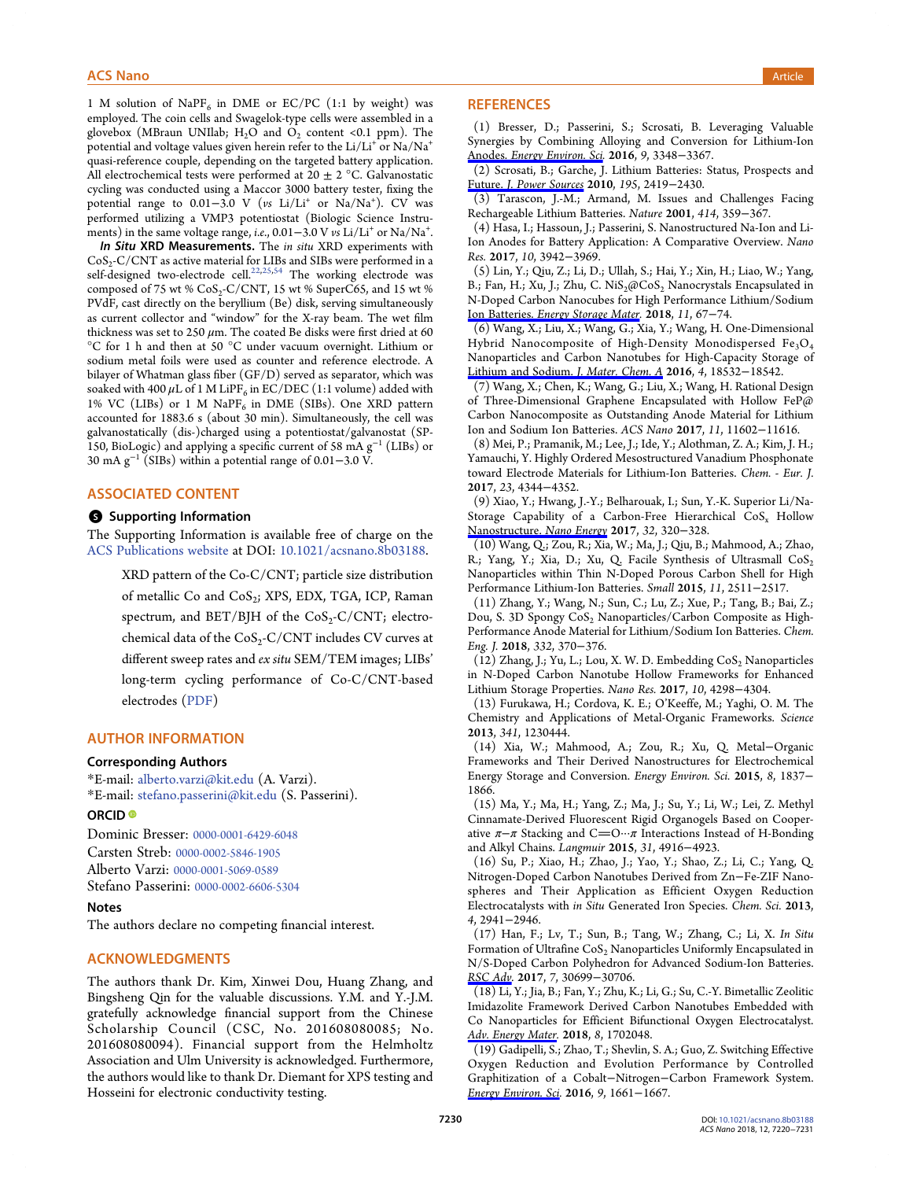1 M solution of $NaPF_6$ in DME or EC/PC (1:1 by weight) was employed. The coin cells and Swagelok-type cells were assembled in a glovebox (MBraun UNIlab; $H_2O$ and $O_2$ content <0.1 ppm). The potential and voltage values given herein refer to the $Li/Li^+$ or $Na/Na^+$ quasi-reference couple, depending on the targeted battery application. All electrochemical tests were performed at 20 ± 2 °C. Galvanostatic cycling was conducted using a Maccor 3000 battery tester, fixing the potential range to 0.01−3.0 V (*vs* $Li/Li^+$ or $Na/Na^+$). CV was performed utilizing a VMP3 potentiostat (Biologic Science Instruments) in the same voltage range, *i.e.*, 0.01−3.0 V *vs* $Li/Li^+$ or $Na/Na^+$.

***In Situ* XRD Measurements.** The *in situ* XRD experiments with $CoS_2$-C/CNT as active material for LIBs and SIBs were performed in a self-designed two-electrode cell.[22,25,54] The working electrode was composed of 75 wt % $CoS_2$-C/CNT, 15 wt % SuperC65, and 15 wt % PVdF, cast directly on the beryllium (Be) disk, serving simultaneously as current collector and "window" for the X-ray beam. The wet film thickness was set to 250 μm. The coated Be disks were first dried at 60 °C for 1 h and then at 50 °C under vacuum overnight. Lithium or sodium metal foils were used as counter and reference electrode. A bilayer of Whatman glass fiber (GF/D) served as separator, which was soaked with 400 μL of 1 M $LiPF_6$ in EC/DEC (1:1 volume) added with 1% VC (LIBs) or 1 M $NaPF_6$ in DME (SIBs). One XRD pattern accounted for 1883.6 s (about 30 min). Simultaneously, the cell was galvanostatically (dis-)charged using a potentiostat/galvanostat (SP-150, BioLogic) and applying a specific current of 58 mA $g^{-1}$ (LIBs) or 30 mA $g^{-1}$ (SIBs) within a potential range of 0.01−3.0 V.

## ASSOCIATED CONTENT

### Supporting Information

The Supporting Information is available free of charge on the ACS Publications website at DOI: 10.1021/acsnano.8b03188.

> XRD pattern of the Co-C/CNT; particle size distribution of metallic Co and $CoS_2$; XPS, EDX, TGA, ICP, Raman spectrum, and BET/BJH of the $CoS_2$-C/CNT; electrochemical data of the $CoS_2$-C/CNT includes CV curves at different sweep rates and *ex situ* SEM/TEM images; LIBs' long-term cycling performance of Co-C/CNT-based electrodes (PDF)

## AUTHOR INFORMATION

### Corresponding Authors

*E-mail: alberto.varzi@kit.edu (A. Varzi).
*E-mail: stefano.passerini@kit.edu (S. Passerini).

### ORCID

Dominic Bresser: 0000-0001-6429-6048
Carsten Streb: 0000-0002-5846-1905
Alberto Varzi: 0000-0001-5069-0589
Stefano Passerini: 0000-0002-6606-5304

### Notes

The authors declare no competing financial interest.

## ACKNOWLEDGMENTS

The authors thank Dr. Kim, Xinwei Dou, Huang Zhang, and Bingsheng Qin for the valuable discussions. Y.M. and Y.-J.M. gratefully acknowledge financial support from the Chinese Scholarship Council (CSC, No. 201608080085; No. 201608080094). Financial support from the Helmholtz Association and Ulm University is acknowledged. Furthermore, the authors would like to thank Dr. Diemant for XPS testing and Hosseini for electronic conductivity testing.

## REFERENCES

(1) Bresser, D.; Passerini, S.; Scrosati, B. Leveraging Valuable Synergies by Combining Alloying and Conversion for Lithium-Ion Anodes. *Energy Environ. Sci.* **2016**, *9*, 3348−3367.

(2) Scrosati, B.; Garche, J. Lithium Batteries: Status, Prospects and Future. *J. Power Sources* **2010**, *195*, 2419−2430.

(3) Tarascon, J.-M.; Armand, M. Issues and Challenges Facing Rechargeable Lithium Batteries. *Nature* **2001**, *414*, 359−367.

(4) Hasa, I.; Hassoun, J.; Passerini, S. Nanostructured Na-Ion and Li-Ion Anodes for Battery Application: A Comparative Overview. *Nano Res.* **2017**, *10*, 3942−3969.

(5) Lin, Y.; Qiu, Z.; Li, D.; Ullah, S.; Hai, Y.; Xin, H.; Liao, W.; Yang, B.; Fan, H.; Xu, J.; Zhu, C. $NiS_2$@$CoS_2$ Nanocrystals Encapsulated in N-Doped Carbon Nanocubes for High Performance Lithium/Sodium Ion Batteries. *Energy Storage Mater.* **2018**, *11*, 67−74.

(6) Wang, X.; Liu, X.; Wang, G.; Xia, Y.; Wang, H. One-Dimensional Hybrid Nanocomposite of High-Density Monodispersed $Fe_3O_4$ Nanoparticles and Carbon Nanotubes for High-Capacity Storage of Lithium and Sodium. *J. Mater. Chem. A* **2016**, *4*, 18532−18542.

(7) Wang, X.; Chen, K.; Wang, G.; Liu, X.; Wang, H. Rational Design of Three-Dimensional Graphene Encapsulated with Hollow FeP@ Carbon Nanocomposite as Outstanding Anode Material for Lithium Ion and Sodium Ion Batteries. *ACS Nano* **2017**, *11*, 11602−11616.

(8) Mei, P.; Pramanik, M.; Lee, J.; Ide, Y.; Alothman, Z. A.; Kim, J. H.; Yamauchi, Y. Highly Ordered Mesostructured Vanadium Phosphonate toward Electrode Materials for Lithium-Ion Batteries. *Chem. - Eur. J.* **2017**, *23*, 4344−4352.

(9) Xiao, Y.; Hwang, J.-Y.; Belharouak, I.; Sun, Y.-K. Superior Li/Na-Storage Capability of a Carbon-Free Hierarchical $CoS_x$ Hollow Nanostructure. *Nano Energy* **2017**, *32*, 320−328.

(10) Wang, Q.; Zou, R.; Xia, W.; Ma, J.; Qiu, B.; Mahmood, A.; Zhao, R.; Yang, Y.; Xia, D.; Xu, Q. Facile Synthesis of Ultrasmall $CoS_2$ Nanoparticles within Thin N-Doped Porous Carbon Shell for High Performance Lithium-Ion Batteries. *Small* **2015**, *11*, 2511−2517.

(11) Zhang, Y.; Wang, N.; Sun, C.; Lu, Z.; Xue, P.; Tang, B.; Bai, Z.; Dou, S. 3D Spongy $CoS_2$ Nanoparticles/Carbon Composite as High-Performance Anode Material for Lithium/Sodium Ion Batteries. *Chem. Eng. J.* **2018**, *332*, 370−376.

(12) Zhang, J.; Yu, L.; Lou, X. W. D. Embedding $CoS_2$ Nanoparticles in N-Doped Carbon Nanotube Hollow Frameworks for Enhanced Lithium Storage Properties. *Nano Res.* **2017**, *10*, 4298−4304.

(13) Furukawa, H.; Cordova, K. E.; O'Keeffe, M.; Yaghi, O. M. The Chemistry and Applications of Metal-Organic Frameworks. *Science* **2013**, *341*, 1230444.

(14) Xia, W.; Mahmood, A.; Zou, R.; Xu, Q. Metal−Organic Frameworks and Their Derived Nanostructures for Electrochemical Energy Storage and Conversion. *Energy Environ. Sci.* **2015**, *8*, 1837−1866.

(15) Ma, Y.; Ma, H.; Yang, Z.; Ma, J.; Su, Y.; Li, W.; Lei, Z. Methyl Cinnamate-Derived Fluorescent Rigid Organogels Based on Cooperative π−π Stacking and C=O···π Interactions Instead of H-Bonding and Alkyl Chains. *Langmuir* **2015**, *31*, 4916−4923.

(16) Su, P.; Xiao, H.; Zhao, J.; Yao, Y.; Shao, Z.; Li, C.; Yang, Q. Nitrogen-Doped Carbon Nanotubes Derived from Zn−Fe-ZIF Nanospheres and Their Application as Efficient Oxygen Reduction Electrocatalysts with *in Situ* Generated Iron Species. *Chem. Sci.* **2013**, *4*, 2941−2946.

(17) Han, F.; Lv, T.; Sun, B.; Tang, W.; Zhang, C.; Li, X. *In Situ* Formation of Ultrafine $CoS_2$ Nanoparticles Uniformly Encapsulated in N/S-Doped Carbon Polyhedron for Advanced Sodium-Ion Batteries. *RSC Adv.* **2017**, *7*, 30699−30706.

(18) Li, Y.; Jia, B.; Fan, Y.; Zhu, K.; Li, G.; Su, C.-Y. Bimetallic Zeolitic Imidazolite Framework Derived Carbon Nanotubes Embedded with Co Nanoparticles for Efficient Bifunctional Oxygen Electrocatalyst. *Adv. Energy Mater.* **2018**, *8*, 1702048.

(19) Gadipelli, S.; Zhao, T.; Shevlin, S. A.; Guo, Z. Switching Effective Oxygen Reduction and Evolution Performance by Controlled Graphitization of a Cobalt−Nitrogen−Carbon Framework System. *Energy Environ. Sci.* **2016**, *9*, 1661−1667.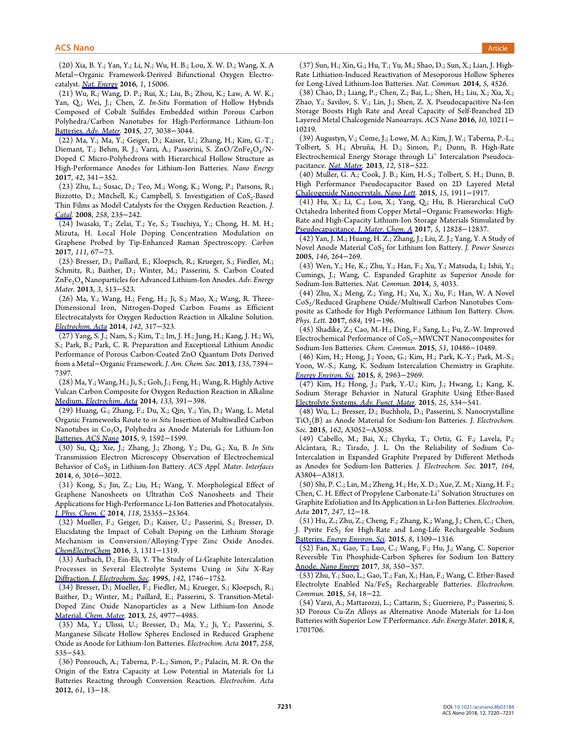(20) Xia, B. Y.; Yan, Y.; Li, N.; Wu, H. B.; Lou, X. W. D.; Wang, X. A Metal−Organic Framework-Derived Bifunctional Oxygen Electrocatalyst. *Nat. Energy* **2016**, *1*, 15006.

(21) Wu, R.; Wang, D. P.; Rui, X.; Liu, B.; Zhou, K.; Law, A. W. K.; Yan, Q.; Wei, J.; Chen, Z. *In-Situ* Formation of Hollow Hybrids Composed of Cobalt Sulfides Embedded within Porous Carbon Polyhedra/Carbon Nanotubes for High-Performance Lithium-Ion Batteries. *Adv. Mater.* **2015**, *27*, 3038−3044.

(22) Ma, Y.; Ma, Y.; Geiger, D.; Kaiser, U.; Zhang, H.; Kim, G.-T.; Diemant, T.; Behm, R. J.; Varzi, A.; Passerini, S. $ZnO/ZnFe_2O_4$/N-Doped C Micro-Polyhedrons with Hierarchical Hollow Structure as High-Performance Anodes for Lithium-Ion Batteries. *Nano Energy* **2017**, *42*, 341−352.

(23) Zhu, L.; Susac, D.; Teo, M.; Wong, K.; Wong, P.; Parsons, R.; Bizzotto, D.; Mitchell, K.; Campbell, S. Investigation of $CoS_2$-Based Thin Films as Model Catalysts for the Oxygen Reduction Reaction. *J. Catal.* **2008**, *258*, 235−242.

(24) Iwasaki, T.; Zelai, T.; Ye, S.; Tsuchiya, Y.; Chong, H. M. H.; Mizuta, H. Local Hole Doping Concentration Modulation on Graphene Probed by Tip-Enhanced Raman Spectroscopy. *Carbon* **2017**, *111*, 67−73.

(25) Bresser, D.; Paillard, E.; Kloepsch, R.; Krueger, S.; Fiedler, M.; Schmitz, R.; Baither, D.; Winter, M.; Passerini, S. Carbon Coated $ZnFe_2O_4$ Nanoparticles for Advanced Lithium-Ion Anodes. *Adv. Energy Mater.* **2013**, *3*, 513−523.

(26) Ma, Y.; Wang, H.; Feng, H.; Ji, S.; Mao, X.; Wang, R. Three-Dimensional Iron, Nitrogen-Doped Carbon Foams as Efficient Electrocatalysts for Oxygen Reduction Reaction in Alkaline Solution. *Electrochim. Acta* **2014**, *142*, 317−323.

(27) Yang, S. J.; Nam, S.; Kim, T.; Im, J. H.; Jung, H.; Kang, J. H.; Wi, S.; Park, B.; Park, C. R. Preparation and Exceptional Lithium Anodic Performance of Porous Carbon-Coated ZnO Quantum Dots Derived from a Metal−Organic Framework. *J. Am. Chem. Soc.* **2013**, *135*, 7394−7397.

(28) Ma, Y.; Wang, H.; Ji, S.; Goh, J.; Feng, H.; Wang, R. Highly Active Vulcan Carbon Composite for Oxygen Reduction Reaction in Alkaline Medium. *Electrochim. Acta* **2014**, *133*, 391−398.

(29) Huang, G.; Zhang, F.; Du, X.; Qin, Y.; Yin, D.; Wang, L. Metal Organic Frameworks Route to *in Situ* Insertion of Multiwalled Carbon Nanotubes in $Co_3O_4$ Polyhedra as Anode Materials for Lithium-Ion Batteries. *ACS Nano* **2015**, *9*, 1592−1599.

(30) Su, Q.; Xie, J.; Zhang, J.; Zhong, Y.; Du, G.; Xu, B. *In Situ* Transmission Electron Microscopy Observation of Electrochemical Behavior of $CoS_2$ in Lithium-Ion Battery. *ACS Appl. Mater. Interfaces* **2014**, *6*, 3016−3022.

(31) Kong, S.; Jin, Z.; Liu, H.; Wang, Y. Morphological Effect of Graphene Nanosheets on Ultrathin CoS Nanosheets and Their Applications for High-Performance Li-Ion Batteries and Photocatalysis. *J. Phys. Chem. C* **2014**, *118*, 25355−25364.

(32) Mueller, F.; Geiger, D.; Kaiser, U.; Passerini, S.; Bresser, D. Elucidating the Impact of Cobalt Doping on the Lithium Storage Mechanism in Conversion/Alloying-Type Zinc Oxide Anodes. *ChemElectroChem* **2016**, *3*, 1311−1319.

(33) Aurbach, D.; Ein-Eli, Y. The Study of Li-Graphite Intercalation Processes in Several Electrolyte Systems Using *in Situ* X-Ray Diffraction. *J. Electrochem. Soc.* **1995**, *142*, 1746−1752.

(34) Bresser, D.; Mueller, F.; Fiedler, M.; Krueger, S.; Kloepsch, R.; Baither, D.; Winter, M.; Paillard, E.; Passerini, S. Transition-Metal-Doped Zinc Oxide Nanoparticles as a New Lithium-Ion Anode Material. *Chem. Mater.* **2013**, *25*, 4977−4985.

(35) Ma, Y.; Ulissi, U.; Bresser, D.; Ma, Y.; Ji, Y.; Passerini, S. Manganese Silicate Hollow Spheres Enclosed in Reduced Graphene Oxide as Anode for Lithium-Ion Batteries. *Electrochim. Acta* **2017**, *258*, 535−543.

(36) Ponrouch, A.; Taberna, P.-L.; Simon, P.; Palacín, M. R. On the Origin of the Extra Capacity at Low Potential in Materials for Li Batteries Reacting through Conversion Reaction. *Electrochim. Acta* **2012**, *61*, 13−18.

(37) Sun, H.; Xin, G.; Hu, T.; Yu, M.; Shao, D.; Sun, X.; Lian, J. High-Rate Lithiation-Induced Reactivation of Mesoporous Hollow Spheres for Long-Lived Lithium-Ion Batteries. *Nat. Commun.* **2014**, *5*, 4526.

(38) Chao, D.; Liang, P.; Chen, Z.; Bai, L.; Shen, H.; Liu, X.; Xia, X.; Zhao, Y.; Savilov, S. V.; Lin, J.; Shen, Z. X. Pseudocapacitive Na-Ion Storage Boosts High Rate and Areal Capacity of Self-Branched 2D Layered Metal Chalcogenide Nanoarrays. *ACS Nano* **2016**, *10*, 10211−10219.

(39) Augustyn, V.; Come, J.; Lowe, M. A.; Kim, J. W.; Taberna, P.-L.; Tolbert, S. H.; Abruña, H. D.; Simon, P.; Dunn, B. High-Rate Electrochemical Energy Storage through $Li^+$ Intercalation Pseudocapacitance. *Nat. Mater.* **2013**, *12*, 518−522.

(40) Muller, G. A.; Cook, J. B.; Kim, H.-S.; Tolbert, S. H.; Dunn, B. High Performance Pseudocapacitor Based on 2D Layered Metal Chalcogenide Nanocrystals. *Nano Lett.* **2015**, *15*, 1911−1917.

(41) Hu, X.; Li, C.; Lou, X.; Yang, Q.; Hu, B. Hierarchical CuO Octahedra Inherited from Copper Metal−Organic Frameworks: High-Rate and High-Capacity Lithium-Ion Storage Materials Stimulated by Pseudocapacitance. *J. Mater. Chem. A* **2017**, *5*, 12828−12837.

(42) Yan, J. M.; Huang, H. Z.; Zhang, J.; Liu, Z. J.; Yang, Y. A Study of Novel Anode Material $CoS_2$ for Lithium Ion Battery. *J. Power Sources* **2005**, *146*, 264−269.

(43) Wen, Y.; He, K.; Zhu, Y.; Han, F.; Xu, Y.; Matsuda, I.; Ishii, Y.; Cumings, J.; Wang, C. Expanded Graphite as Superior Anode for Sodium-Ion Batteries. *Nat. Commun.* **2014**, *5*, 4033.

(44) Zhu, X.; Meng, Z.; Ying, H.; Xu, X.; Xu, F.; Han, W. A Novel $CoS_2$/Reduced Graphene Oxide/Multiwall Carbon Nanotubes Composite as Cathode for High Performance Lithium Ion Battery. *Chem. Phys. Lett.* **2017**, *684*, 191−196.

(45) Shadike, Z.; Cao, M.-H.; Ding, F.; Sang, L.; Fu, Z.-W. Improved Electrochemical Performance of $CoS_2$−MWCNT Nanocomposites for Sodium-Ion Batteries. *Chem. Commun.* **2015**, *51*, 10486−10489.

(46) Kim, H.; Hong, J.; Yoon, G.; Kim, H.; Park, K.-Y.; Park, M.-S.; Yoon, W.-S.; Kang, K. Sodium Intercalation Chemistry in Graphite. *Energy Environ. Sci.* **2015**, *8*, 2963−2969.

(47) Kim, H.; Hong, J.; Park, Y.-U.; Kim, J.; Hwang, I.; Kang, K. Sodium Storage Behavior in Natural Graphite Using Ether-Based Electrolyte Systems. *Adv. Funct. Mater.* **2015**, *25*, 534−541.

(48) Wu, L.; Bresser, D.; Buchholz, D.; Passerini, S. Nanocrystalline $TiO_2$(B) as Anode Material for Sodium-Ion Batteries. *J. Electrochem. Soc.* **2015**, *162*, A3052−A3058.

(49) Cabello, M.; Bai, X.; Chyrka, T.; Ortiz, G. F.; Lavela, P.; Alcántara, R.; Tirado, J. L. On the Reliability of Sodium Co-Intercalation in Expanded Graphite Prepared by Different Methods as Anodes for Sodium-Ion Batteries. *J. Electrochem. Soc.* **2017**, *164*, A3804−A3813.

(50) Shi, P. C.; Lin, M.; Zheng, H.; He, X. D.; Xue, Z. M.; Xiang, H. F.; Chen, C. H. Effect of Propylene Carbonate-$Li^+$ Solvation Structures on Graphite Exfoliation and Its Application in Li-Ion Batteries. *Electrochim. Acta* **2017**, *247*, 12−18.

(51) Hu, Z.; Zhu, Z.; Cheng, F.; Zhang, K.; Wang, J.; Chen, C.; Chen, J. Pyrite $FeS_2$ for High-Rate and Long-Life Rechargeable Sodium Batteries. *Energy Environ. Sci.* **2015**, *8*, 1309−1316.

(52) Fan, X.; Gao, T.; Luo, C.; Wang, F.; Hu, J.; Wang, C. Superior Reversible Tin Phosphide-Carbon Spheres for Sodium Ion Battery Anode. *Nano Energy* **2017**, *38*, 350−357.

(53) Zhu, Y.; Suo, L.; Gao, T.; Fan, X.; Han, F.; Wang, C. Ether-Based Electrolyte Enabled $Na/FeS_2$ Rechargeable Batteries. *Electrochem. Commun.* **2015**, *54*, 18−22.

(54) Varzi, A.; Mattarozzi, L.; Cattarin, S.; Guerriero, P.; Passerini, S. 3D Porous Cu-Zn Alloys as Alternative Anode Materials for Li-Ion Batteries with Superior Low *T* Performance. *Adv. Energy Mater.* **2018**, *8*, 1701706.